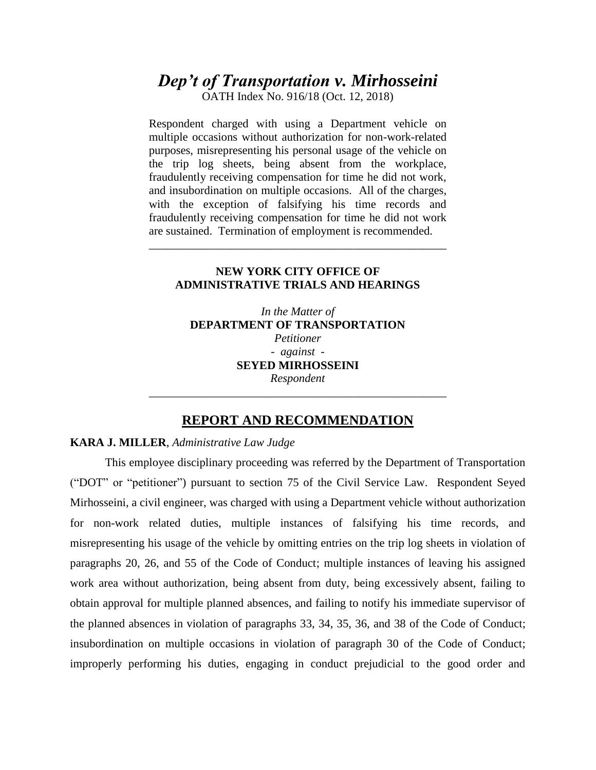# *Dep't of Transportation v. Mirhosseini*

OATH Index No. 916/18 (Oct. 12, 2018)

Respondent charged with using a Department vehicle on multiple occasions without authorization for non-work-related purposes, misrepresenting his personal usage of the vehicle on the trip log sheets, being absent from the workplace, fraudulently receiving compensation for time he did not work, and insubordination on multiple occasions. All of the charges, with the exception of falsifying his time records and fraudulently receiving compensation for time he did not work are sustained. Termination of employment is recommended.

---

**NEW YORK CITY OFFICE OF ADMINISTRATIVE TRIALS AND HEARINGS**

*In the Matter of*
**DEPARTMENT OF TRANSPORTATION**
*Petitioner*
*- against -*
**SEYED MIRHOSSEINI**
*Respondent*

---

## REPORT AND RECOMMENDATION

**KARA J. MILLER**, *Administrative Law Judge*

This employee disciplinary proceeding was referred by the Department of Transportation ("DOT" or "petitioner") pursuant to section 75 of the Civil Service Law. Respondent Seyed Mirhosseini, a civil engineer, was charged with using a Department vehicle without authorization for non-work related duties, multiple instances of falsifying his time records, and misrepresenting his usage of the vehicle by omitting entries on the trip log sheets in violation of paragraphs 20, 26, and 55 of the Code of Conduct; multiple instances of leaving his assigned work area without authorization, being absent from duty, being excessively absent, failing to obtain approval for multiple planned absences, and failing to notify his immediate supervisor of the planned absences in violation of paragraphs 33, 34, 35, 36, and 38 of the Code of Conduct; insubordination on multiple occasions in violation of paragraph 30 of the Code of Conduct; improperly performing his duties, engaging in conduct prejudicial to the good order and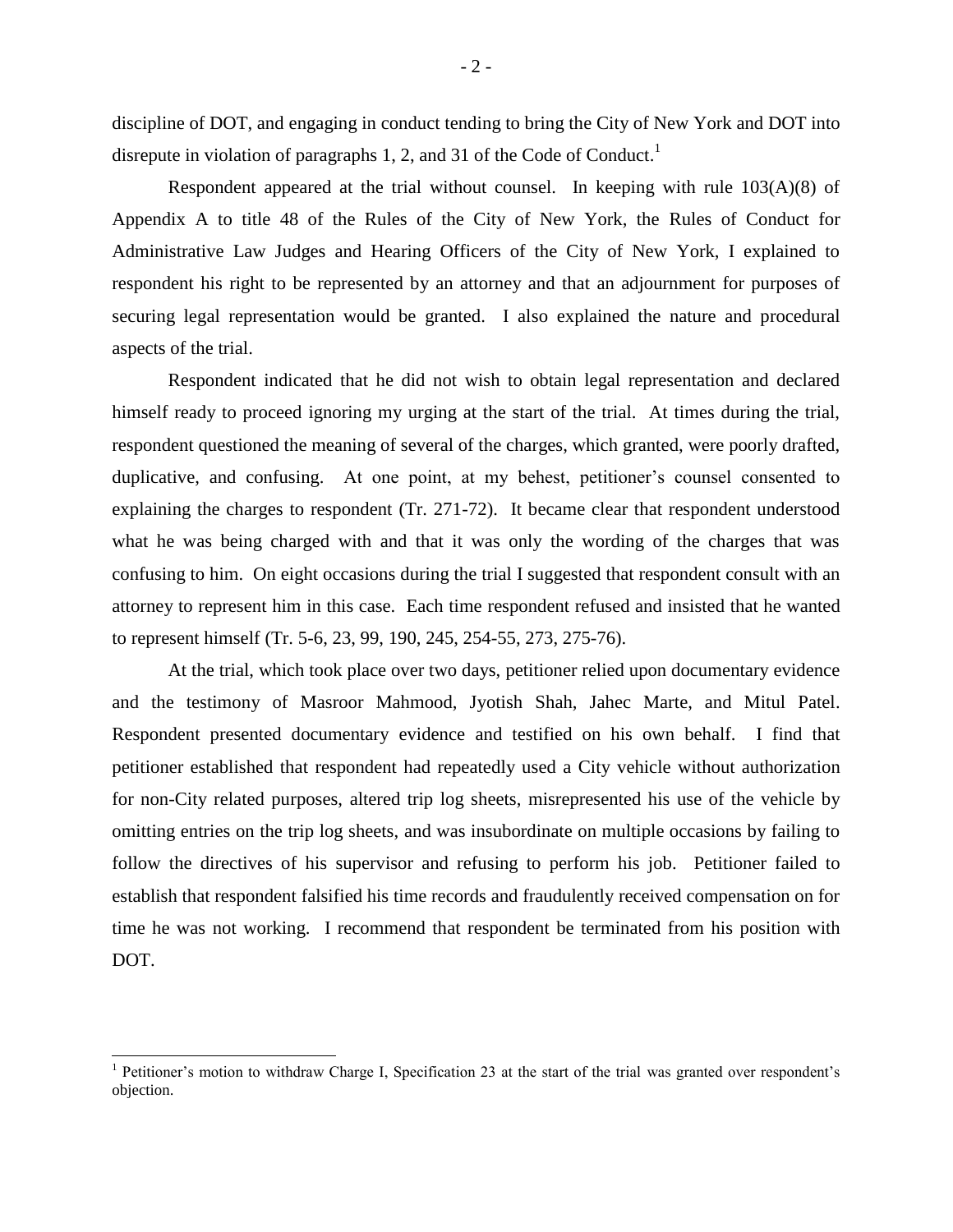discipline of DOT, and engaging in conduct tending to bring the City of New York and DOT into disrepute in violation of paragraphs 1, 2, and 31 of the Code of Conduct.[1]

Respondent appeared at the trial without counsel. In keeping with rule 103(A)(8) of Appendix A to title 48 of the Rules of the City of New York, the Rules of Conduct for Administrative Law Judges and Hearing Officers of the City of New York, I explained to respondent his right to be represented by an attorney and that an adjournment for purposes of securing legal representation would be granted. I also explained the nature and procedural aspects of the trial.

Respondent indicated that he did not wish to obtain legal representation and declared himself ready to proceed ignoring my urging at the start of the trial. At times during the trial, respondent questioned the meaning of several of the charges, which granted, were poorly drafted, duplicative, and confusing. At one point, at my behest, petitioner's counsel consented to explaining the charges to respondent (Tr. 271-72). It became clear that respondent understood what he was being charged with and that it was only the wording of the charges that was confusing to him. On eight occasions during the trial I suggested that respondent consult with an attorney to represent him in this case. Each time respondent refused and insisted that he wanted to represent himself (Tr. 5-6, 23, 99, 190, 245, 254-55, 273, 275-76).

At the trial, which took place over two days, petitioner relied upon documentary evidence and the testimony of Masroor Mahmood, Jyotish Shah, Jahec Marte, and Mitul Patel. Respondent presented documentary evidence and testified on his own behalf. I find that petitioner established that respondent had repeatedly used a City vehicle without authorization for non-City related purposes, altered trip log sheets, misrepresented his use of the vehicle by omitting entries on the trip log sheets, and was insubordinate on multiple occasions by failing to follow the directives of his supervisor and refusing to perform his job. Petitioner failed to establish that respondent falsified his time records and fraudulently received compensation on for time he was not working. I recommend that respondent be terminated from his position with DOT.

---

[1] Petitioner's motion to withdraw Charge I, Specification 23 at the start of the trial was granted over respondent's objection.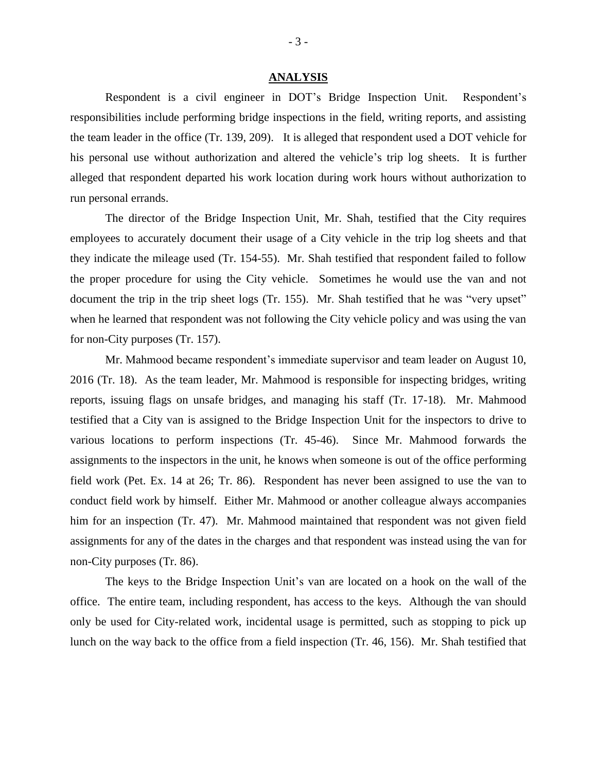## ANALYSIS

Respondent is a civil engineer in DOT's Bridge Inspection Unit. Respondent's responsibilities include performing bridge inspections in the field, writing reports, and assisting the team leader in the office (Tr. 139, 209). It is alleged that respondent used a DOT vehicle for his personal use without authorization and altered the vehicle's trip log sheets. It is further alleged that respondent departed his work location during work hours without authorization to run personal errands.

The director of the Bridge Inspection Unit, Mr. Shah, testified that the City requires employees to accurately document their usage of a City vehicle in the trip log sheets and that they indicate the mileage used (Tr. 154-55). Mr. Shah testified that respondent failed to follow the proper procedure for using the City vehicle. Sometimes he would use the van and not document the trip in the trip sheet logs (Tr. 155). Mr. Shah testified that he was "very upset" when he learned that respondent was not following the City vehicle policy and was using the van for non-City purposes (Tr. 157).

Mr. Mahmood became respondent's immediate supervisor and team leader on August 10, 2016 (Tr. 18). As the team leader, Mr. Mahmood is responsible for inspecting bridges, writing reports, issuing flags on unsafe bridges, and managing his staff (Tr. 17-18). Mr. Mahmood testified that a City van is assigned to the Bridge Inspection Unit for the inspectors to drive to various locations to perform inspections (Tr. 45-46). Since Mr. Mahmood forwards the assignments to the inspectors in the unit, he knows when someone is out of the office performing field work (Pet. Ex. 14 at 26; Tr. 86). Respondent has never been assigned to use the van to conduct field work by himself. Either Mr. Mahmood or another colleague always accompanies him for an inspection (Tr. 47). Mr. Mahmood maintained that respondent was not given field assignments for any of the dates in the charges and that respondent was instead using the van for non-City purposes (Tr. 86).

The keys to the Bridge Inspection Unit's van are located on a hook on the wall of the office. The entire team, including respondent, has access to the keys. Although the van should only be used for City-related work, incidental usage is permitted, such as stopping to pick up lunch on the way back to the office from a field inspection (Tr. 46, 156). Mr. Shah testified that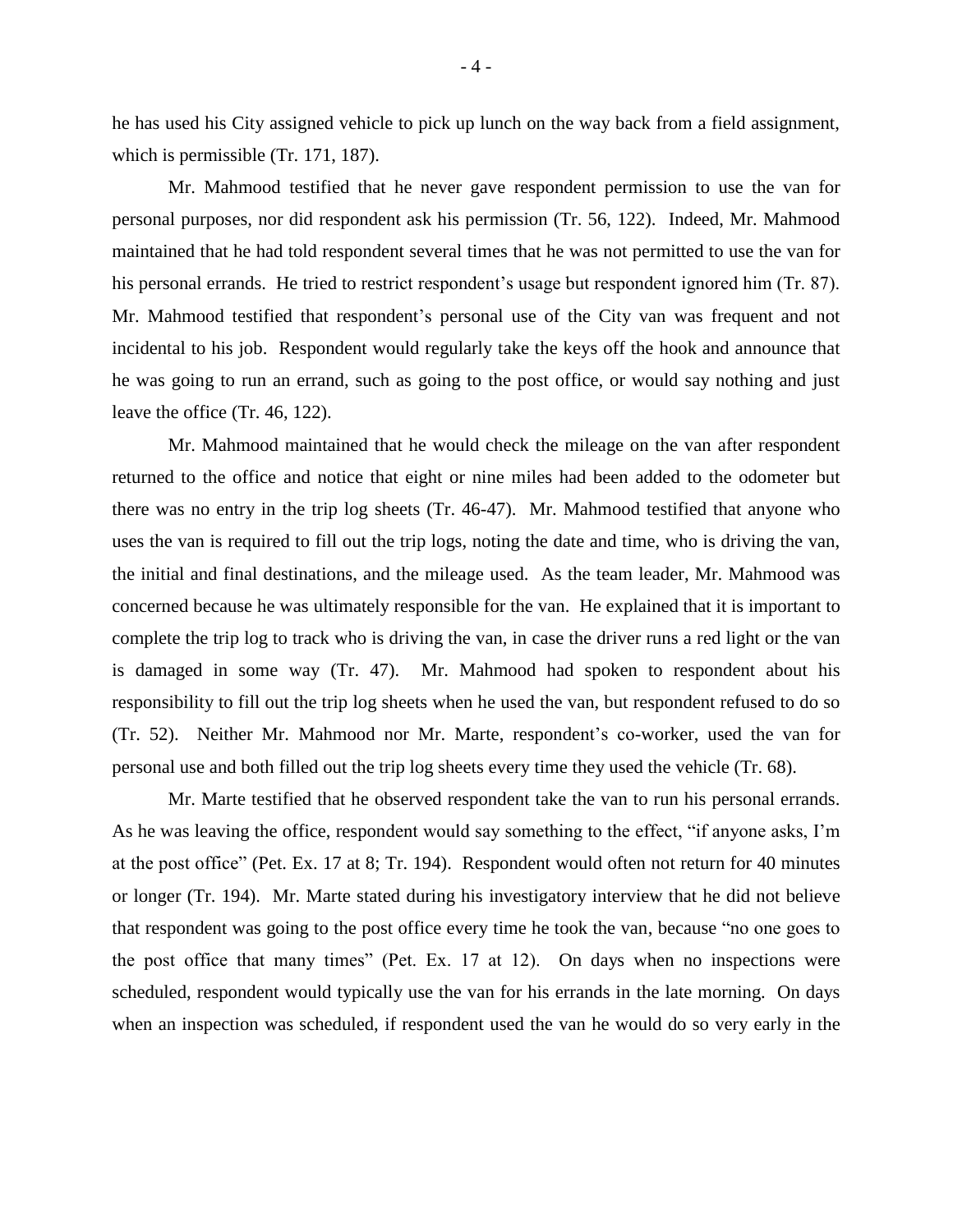he has used his City assigned vehicle to pick up lunch on the way back from a field assignment, which is permissible (Tr. 171, 187).

Mr. Mahmood testified that he never gave respondent permission to use the van for personal purposes, nor did respondent ask his permission (Tr. 56, 122). Indeed, Mr. Mahmood maintained that he had told respondent several times that he was not permitted to use the van for his personal errands. He tried to restrict respondent's usage but respondent ignored him (Tr. 87). Mr. Mahmood testified that respondent's personal use of the City van was frequent and not incidental to his job. Respondent would regularly take the keys off the hook and announce that he was going to run an errand, such as going to the post office, or would say nothing and just leave the office (Tr. 46, 122).

Mr. Mahmood maintained that he would check the mileage on the van after respondent returned to the office and notice that eight or nine miles had been added to the odometer but there was no entry in the trip log sheets (Tr. 46-47). Mr. Mahmood testified that anyone who uses the van is required to fill out the trip logs, noting the date and time, who is driving the van, the initial and final destinations, and the mileage used. As the team leader, Mr. Mahmood was concerned because he was ultimately responsible for the van. He explained that it is important to complete the trip log to track who is driving the van, in case the driver runs a red light or the van is damaged in some way (Tr. 47). Mr. Mahmood had spoken to respondent about his responsibility to fill out the trip log sheets when he used the van, but respondent refused to do so (Tr. 52). Neither Mr. Mahmood nor Mr. Marte, respondent's co-worker, used the van for personal use and both filled out the trip log sheets every time they used the vehicle (Tr. 68).

Mr. Marte testified that he observed respondent take the van to run his personal errands. As he was leaving the office, respondent would say something to the effect, "if anyone asks, I'm at the post office" (Pet. Ex. 17 at 8; Tr. 194). Respondent would often not return for 40 minutes or longer (Tr. 194). Mr. Marte stated during his investigatory interview that he did not believe that respondent was going to the post office every time he took the van, because "no one goes to the post office that many times" (Pet. Ex. 17 at 12). On days when no inspections were scheduled, respondent would typically use the van for his errands in the late morning. On days when an inspection was scheduled, if respondent used the van he would do so very early in the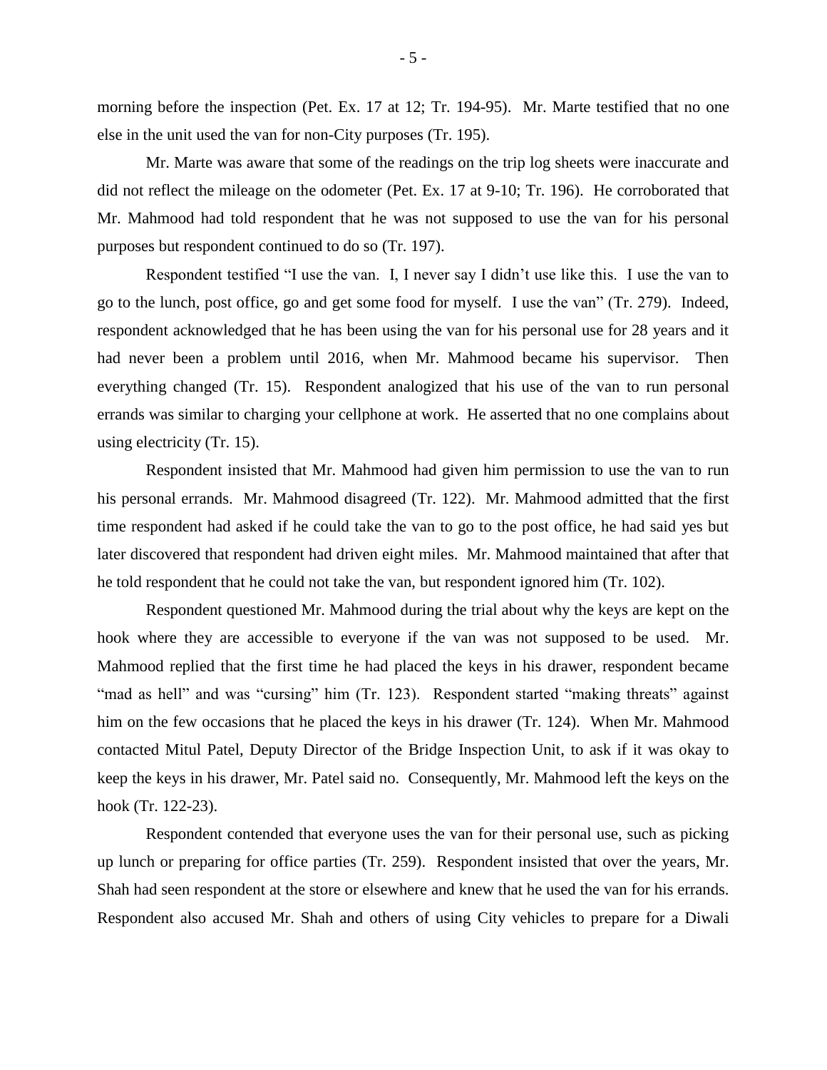morning before the inspection (Pet. Ex. 17 at 12; Tr. 194-95). Mr. Marte testified that no one else in the unit used the van for non-City purposes (Tr. 195).

Mr. Marte was aware that some of the readings on the trip log sheets were inaccurate and did not reflect the mileage on the odometer (Pet. Ex. 17 at 9-10; Tr. 196). He corroborated that Mr. Mahmood had told respondent that he was not supposed to use the van for his personal purposes but respondent continued to do so (Tr. 197).

Respondent testified "I use the van. I, I never say I didn't use like this. I use the van to go to the lunch, post office, go and get some food for myself. I use the van" (Tr. 279). Indeed, respondent acknowledged that he has been using the van for his personal use for 28 years and it had never been a problem until 2016, when Mr. Mahmood became his supervisor. Then everything changed (Tr. 15). Respondent analogized that his use of the van to run personal errands was similar to charging your cellphone at work. He asserted that no one complains about using electricity (Tr. 15).

Respondent insisted that Mr. Mahmood had given him permission to use the van to run his personal errands. Mr. Mahmood disagreed (Tr. 122). Mr. Mahmood admitted that the first time respondent had asked if he could take the van to go to the post office, he had said yes but later discovered that respondent had driven eight miles. Mr. Mahmood maintained that after that he told respondent that he could not take the van, but respondent ignored him (Tr. 102).

Respondent questioned Mr. Mahmood during the trial about why the keys are kept on the hook where they are accessible to everyone if the van was not supposed to be used. Mr. Mahmood replied that the first time he had placed the keys in his drawer, respondent became "mad as hell" and was "cursing" him (Tr. 123). Respondent started "making threats" against him on the few occasions that he placed the keys in his drawer (Tr. 124). When Mr. Mahmood contacted Mitul Patel, Deputy Director of the Bridge Inspection Unit, to ask if it was okay to keep the keys in his drawer, Mr. Patel said no. Consequently, Mr. Mahmood left the keys on the hook (Tr. 122-23).

Respondent contended that everyone uses the van for their personal use, such as picking up lunch or preparing for office parties (Tr. 259). Respondent insisted that over the years, Mr. Shah had seen respondent at the store or elsewhere and knew that he used the van for his errands. Respondent also accused Mr. Shah and others of using City vehicles to prepare for a Diwali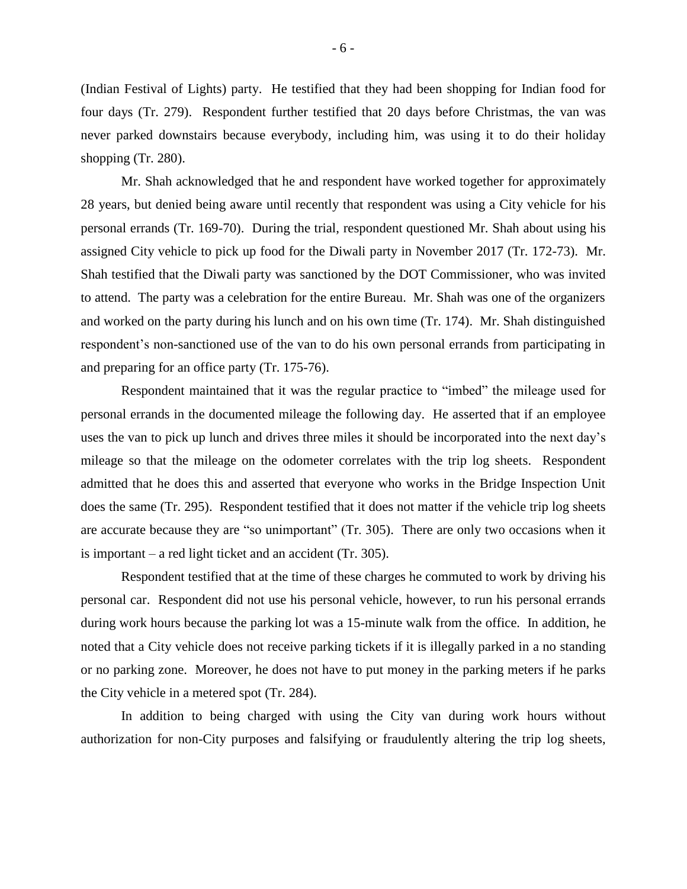(Indian Festival of Lights) party. He testified that they had been shopping for Indian food for four days (Tr. 279). Respondent further testified that 20 days before Christmas, the van was never parked downstairs because everybody, including him, was using it to do their holiday shopping (Tr. 280).

Mr. Shah acknowledged that he and respondent have worked together for approximately 28 years, but denied being aware until recently that respondent was using a City vehicle for his personal errands (Tr. 169-70). During the trial, respondent questioned Mr. Shah about using his assigned City vehicle to pick up food for the Diwali party in November 2017 (Tr. 172-73). Mr. Shah testified that the Diwali party was sanctioned by the DOT Commissioner, who was invited to attend. The party was a celebration for the entire Bureau. Mr. Shah was one of the organizers and worked on the party during his lunch and on his own time (Tr. 174). Mr. Shah distinguished respondent's non-sanctioned use of the van to do his own personal errands from participating in and preparing for an office party (Tr. 175-76).

Respondent maintained that it was the regular practice to "imbed" the mileage used for personal errands in the documented mileage the following day. He asserted that if an employee uses the van to pick up lunch and drives three miles it should be incorporated into the next day's mileage so that the mileage on the odometer correlates with the trip log sheets. Respondent admitted that he does this and asserted that everyone who works in the Bridge Inspection Unit does the same (Tr. 295). Respondent testified that it does not matter if the vehicle trip log sheets are accurate because they are "so unimportant" (Tr. 305). There are only two occasions when it is important – a red light ticket and an accident (Tr. 305).

Respondent testified that at the time of these charges he commuted to work by driving his personal car. Respondent did not use his personal vehicle, however, to run his personal errands during work hours because the parking lot was a 15-minute walk from the office. In addition, he noted that a City vehicle does not receive parking tickets if it is illegally parked in a no standing or no parking zone. Moreover, he does not have to put money in the parking meters if he parks the City vehicle in a metered spot (Tr. 284).

In addition to being charged with using the City van during work hours without authorization for non-City purposes and falsifying or fraudulently altering the trip log sheets,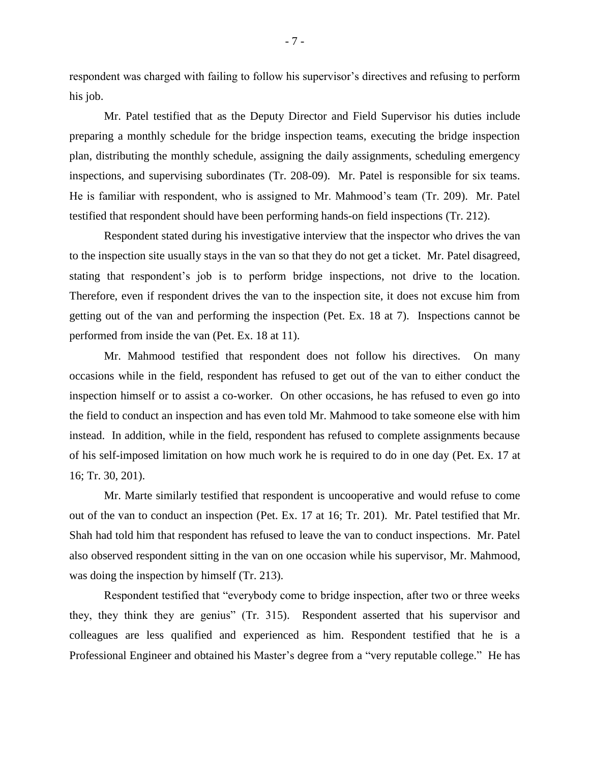respondent was charged with failing to follow his supervisor's directives and refusing to perform his job.

Mr. Patel testified that as the Deputy Director and Field Supervisor his duties include preparing a monthly schedule for the bridge inspection teams, executing the bridge inspection plan, distributing the monthly schedule, assigning the daily assignments, scheduling emergency inspections, and supervising subordinates (Tr. 208-09). Mr. Patel is responsible for six teams. He is familiar with respondent, who is assigned to Mr. Mahmood's team (Tr. 209). Mr. Patel testified that respondent should have been performing hands-on field inspections (Tr. 212).

Respondent stated during his investigative interview that the inspector who drives the van to the inspection site usually stays in the van so that they do not get a ticket. Mr. Patel disagreed, stating that respondent's job is to perform bridge inspections, not drive to the location. Therefore, even if respondent drives the van to the inspection site, it does not excuse him from getting out of the van and performing the inspection (Pet. Ex. 18 at 7). Inspections cannot be performed from inside the van (Pet. Ex. 18 at 11).

Mr. Mahmood testified that respondent does not follow his directives. On many occasions while in the field, respondent has refused to get out of the van to either conduct the inspection himself or to assist a co-worker. On other occasions, he has refused to even go into the field to conduct an inspection and has even told Mr. Mahmood to take someone else with him instead. In addition, while in the field, respondent has refused to complete assignments because of his self-imposed limitation on how much work he is required to do in one day (Pet. Ex. 17 at 16; Tr. 30, 201).

Mr. Marte similarly testified that respondent is uncooperative and would refuse to come out of the van to conduct an inspection (Pet. Ex. 17 at 16; Tr. 201). Mr. Patel testified that Mr. Shah had told him that respondent has refused to leave the van to conduct inspections. Mr. Patel also observed respondent sitting in the van on one occasion while his supervisor, Mr. Mahmood, was doing the inspection by himself (Tr. 213).

Respondent testified that "everybody come to bridge inspection, after two or three weeks they, they think they are genius" (Tr. 315). Respondent asserted that his supervisor and colleagues are less qualified and experienced as him. Respondent testified that he is a Professional Engineer and obtained his Master's degree from a "very reputable college." He has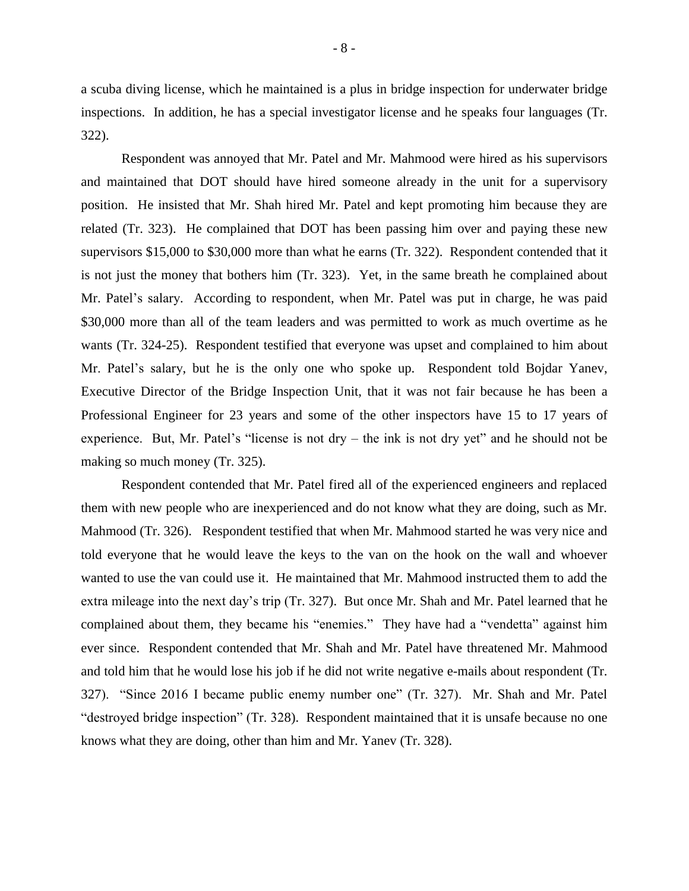a scuba diving license, which he maintained is a plus in bridge inspection for underwater bridge inspections. In addition, he has a special investigator license and he speaks four languages (Tr. 322).

Respondent was annoyed that Mr. Patel and Mr. Mahmood were hired as his supervisors and maintained that DOT should have hired someone already in the unit for a supervisory position. He insisted that Mr. Shah hired Mr. Patel and kept promoting him because they are related (Tr. 323). He complained that DOT has been passing him over and paying these new supervisors $15,000 to $30,000 more than what he earns (Tr. 322). Respondent contended that it is not just the money that bothers him (Tr. 323). Yet, in the same breath he complained about Mr. Patel's salary. According to respondent, when Mr. Patel was put in charge, he was paid $30,000 more than all of the team leaders and was permitted to work as much overtime as he wants (Tr. 324-25). Respondent testified that everyone was upset and complained to him about Mr. Patel's salary, but he is the only one who spoke up. Respondent told Bojdar Yanev, Executive Director of the Bridge Inspection Unit, that it was not fair because he has been a Professional Engineer for 23 years and some of the other inspectors have 15 to 17 years of experience. But, Mr. Patel's "license is not dry – the ink is not dry yet" and he should not be making so much money (Tr. 325).

Respondent contended that Mr. Patel fired all of the experienced engineers and replaced them with new people who are inexperienced and do not know what they are doing, such as Mr. Mahmood (Tr. 326). Respondent testified that when Mr. Mahmood started he was very nice and told everyone that he would leave the keys to the van on the hook on the wall and whoever wanted to use the van could use it. He maintained that Mr. Mahmood instructed them to add the extra mileage into the next day's trip (Tr. 327). But once Mr. Shah and Mr. Patel learned that he complained about them, they became his "enemies." They have had a "vendetta" against him ever since. Respondent contended that Mr. Shah and Mr. Patel have threatened Mr. Mahmood and told him that he would lose his job if he did not write negative e-mails about respondent (Tr. 327). "Since 2016 I became public enemy number one" (Tr. 327). Mr. Shah and Mr. Patel "destroyed bridge inspection" (Tr. 328). Respondent maintained that it is unsafe because no one knows what they are doing, other than him and Mr. Yanev (Tr. 328).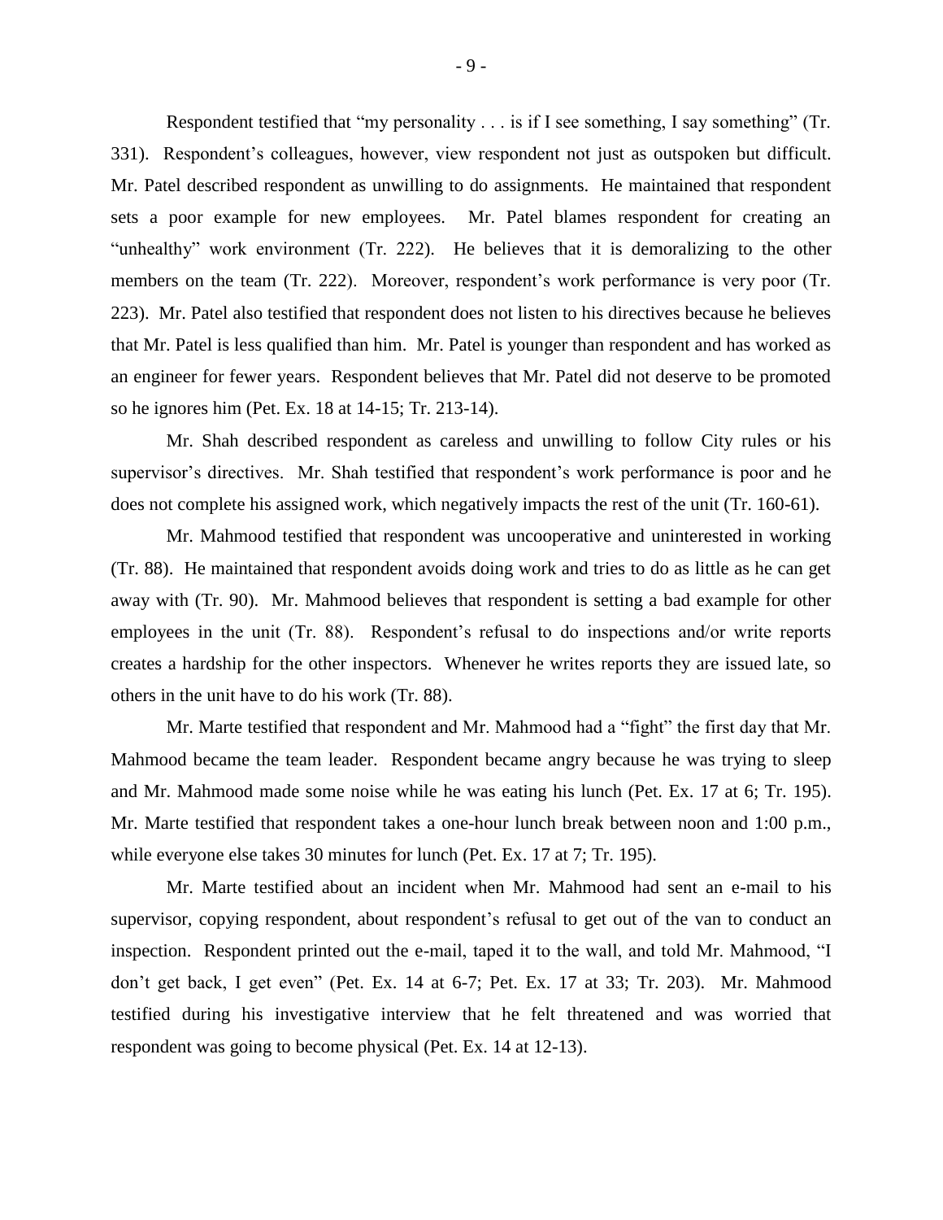Respondent testified that "my personality . . . is if I see something, I say something" (Tr. 331). Respondent's colleagues, however, view respondent not just as outspoken but difficult. Mr. Patel described respondent as unwilling to do assignments. He maintained that respondent sets a poor example for new employees. Mr. Patel blames respondent for creating an "unhealthy" work environment (Tr. 222). He believes that it is demoralizing to the other members on the team (Tr. 222). Moreover, respondent's work performance is very poor (Tr. 223). Mr. Patel also testified that respondent does not listen to his directives because he believes that Mr. Patel is less qualified than him. Mr. Patel is younger than respondent and has worked as an engineer for fewer years. Respondent believes that Mr. Patel did not deserve to be promoted so he ignores him (Pet. Ex. 18 at 14-15; Tr. 213-14).

Mr. Shah described respondent as careless and unwilling to follow City rules or his supervisor's directives. Mr. Shah testified that respondent's work performance is poor and he does not complete his assigned work, which negatively impacts the rest of the unit (Tr. 160-61).

Mr. Mahmood testified that respondent was uncooperative and uninterested in working (Tr. 88). He maintained that respondent avoids doing work and tries to do as little as he can get away with (Tr. 90). Mr. Mahmood believes that respondent is setting a bad example for other employees in the unit (Tr. 88). Respondent's refusal to do inspections and/or write reports creates a hardship for the other inspectors. Whenever he writes reports they are issued late, so others in the unit have to do his work (Tr. 88).

Mr. Marte testified that respondent and Mr. Mahmood had a "fight" the first day that Mr. Mahmood became the team leader. Respondent became angry because he was trying to sleep and Mr. Mahmood made some noise while he was eating his lunch (Pet. Ex. 17 at 6; Tr. 195). Mr. Marte testified that respondent takes a one-hour lunch break between noon and 1:00 p.m., while everyone else takes 30 minutes for lunch (Pet. Ex. 17 at 7; Tr. 195).

Mr. Marte testified about an incident when Mr. Mahmood had sent an e-mail to his supervisor, copying respondent, about respondent's refusal to get out of the van to conduct an inspection. Respondent printed out the e-mail, taped it to the wall, and told Mr. Mahmood, "I don't get back, I get even" (Pet. Ex. 14 at 6-7; Pet. Ex. 17 at 33; Tr. 203). Mr. Mahmood testified during his investigative interview that he felt threatened and was worried that respondent was going to become physical (Pet. Ex. 14 at 12-13).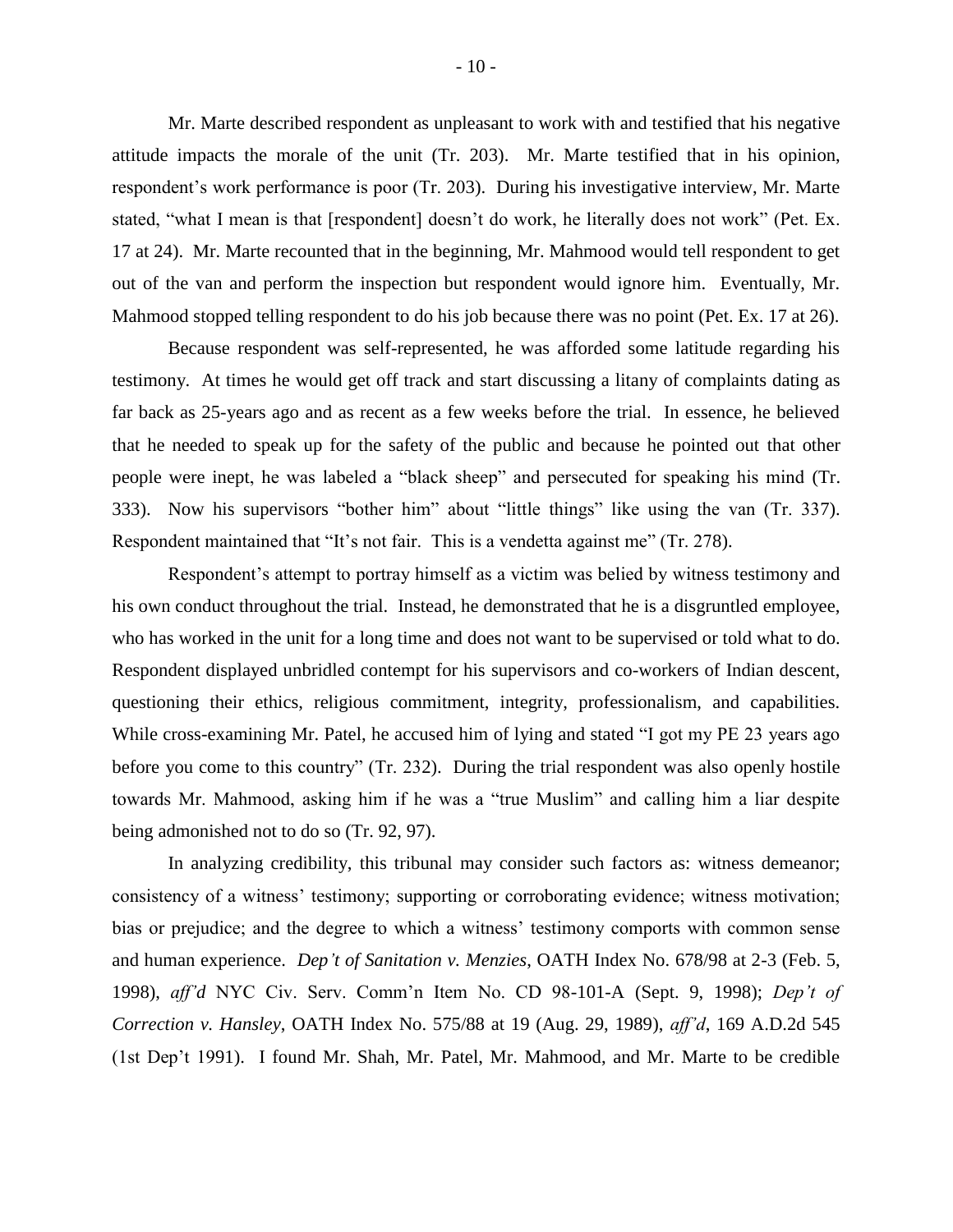Mr. Marte described respondent as unpleasant to work with and testified that his negative attitude impacts the morale of the unit (Tr. 203). Mr. Marte testified that in his opinion, respondent's work performance is poor (Tr. 203). During his investigative interview, Mr. Marte stated, "what I mean is that [respondent] doesn't do work, he literally does not work" (Pet. Ex. 17 at 24). Mr. Marte recounted that in the beginning, Mr. Mahmood would tell respondent to get out of the van and perform the inspection but respondent would ignore him. Eventually, Mr. Mahmood stopped telling respondent to do his job because there was no point (Pet. Ex. 17 at 26).

Because respondent was self-represented, he was afforded some latitude regarding his testimony. At times he would get off track and start discussing a litany of complaints dating as far back as 25-years ago and as recent as a few weeks before the trial. In essence, he believed that he needed to speak up for the safety of the public and because he pointed out that other people were inept, he was labeled a "black sheep" and persecuted for speaking his mind (Tr. 333). Now his supervisors "bother him" about "little things" like using the van (Tr. 337). Respondent maintained that "It's not fair. This is a vendetta against me" (Tr. 278).

Respondent's attempt to portray himself as a victim was belied by witness testimony and his own conduct throughout the trial. Instead, he demonstrated that he is a disgruntled employee, who has worked in the unit for a long time and does not want to be supervised or told what to do. Respondent displayed unbridled contempt for his supervisors and co-workers of Indian descent, questioning their ethics, religious commitment, integrity, professionalism, and capabilities. While cross-examining Mr. Patel, he accused him of lying and stated "I got my PE 23 years ago before you come to this country" (Tr. 232). During the trial respondent was also openly hostile towards Mr. Mahmood, asking him if he was a "true Muslim" and calling him a liar despite being admonished not to do so (Tr. 92, 97).

In analyzing credibility, this tribunal may consider such factors as: witness demeanor; consistency of a witness' testimony; supporting or corroborating evidence; witness motivation; bias or prejudice; and the degree to which a witness' testimony comports with common sense and human experience. *Dep't of Sanitation v. Menzies*, OATH Index No. 678/98 at 2-3 (Feb. 5, 1998), *aff'd* NYC Civ. Serv. Comm'n Item No. CD 98-101-A (Sept. 9, 1998); *Dep't of Correction v. Hansley*, OATH Index No. 575/88 at 19 (Aug. 29, 1989), *aff'd*, 169 A.D.2d 545 (1st Dep't 1991). I found Mr. Shah, Mr. Patel, Mr. Mahmood, and Mr. Marte to be credible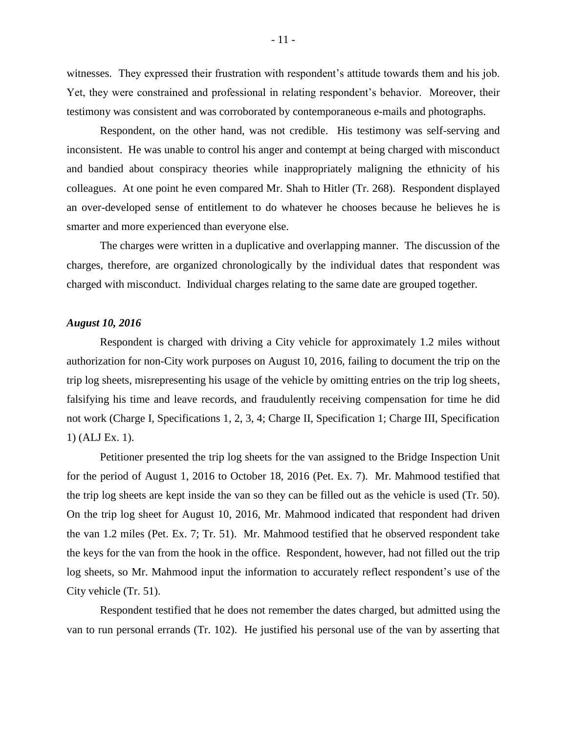witnesses. They expressed their frustration with respondent's attitude towards them and his job. Yet, they were constrained and professional in relating respondent's behavior. Moreover, their testimony was consistent and was corroborated by contemporaneous e-mails and photographs.

Respondent, on the other hand, was not credible. His testimony was self-serving and inconsistent. He was unable to control his anger and contempt at being charged with misconduct and bandied about conspiracy theories while inappropriately maligning the ethnicity of his colleagues. At one point he even compared Mr. Shah to Hitler (Tr. 268). Respondent displayed an over-developed sense of entitlement to do whatever he chooses because he believes he is smarter and more experienced than everyone else.

The charges were written in a duplicative and overlapping manner. The discussion of the charges, therefore, are organized chronologically by the individual dates that respondent was charged with misconduct. Individual charges relating to the same date are grouped together.

### *August 10, 2016*

Respondent is charged with driving a City vehicle for approximately 1.2 miles without authorization for non-City work purposes on August 10, 2016, failing to document the trip on the trip log sheets, misrepresenting his usage of the vehicle by omitting entries on the trip log sheets, falsifying his time and leave records, and fraudulently receiving compensation for time he did not work (Charge I, Specifications 1, 2, 3, 4; Charge II, Specification 1; Charge III, Specification 1) (ALJ Ex. 1).

Petitioner presented the trip log sheets for the van assigned to the Bridge Inspection Unit for the period of August 1, 2016 to October 18, 2016 (Pet. Ex. 7). Mr. Mahmood testified that the trip log sheets are kept inside the van so they can be filled out as the vehicle is used (Tr. 50). On the trip log sheet for August 10, 2016, Mr. Mahmood indicated that respondent had driven the van 1.2 miles (Pet. Ex. 7; Tr. 51). Mr. Mahmood testified that he observed respondent take the keys for the van from the hook in the office. Respondent, however, had not filled out the trip log sheets, so Mr. Mahmood input the information to accurately reflect respondent's use of the City vehicle (Tr. 51).

Respondent testified that he does not remember the dates charged, but admitted using the van to run personal errands (Tr. 102). He justified his personal use of the van by asserting that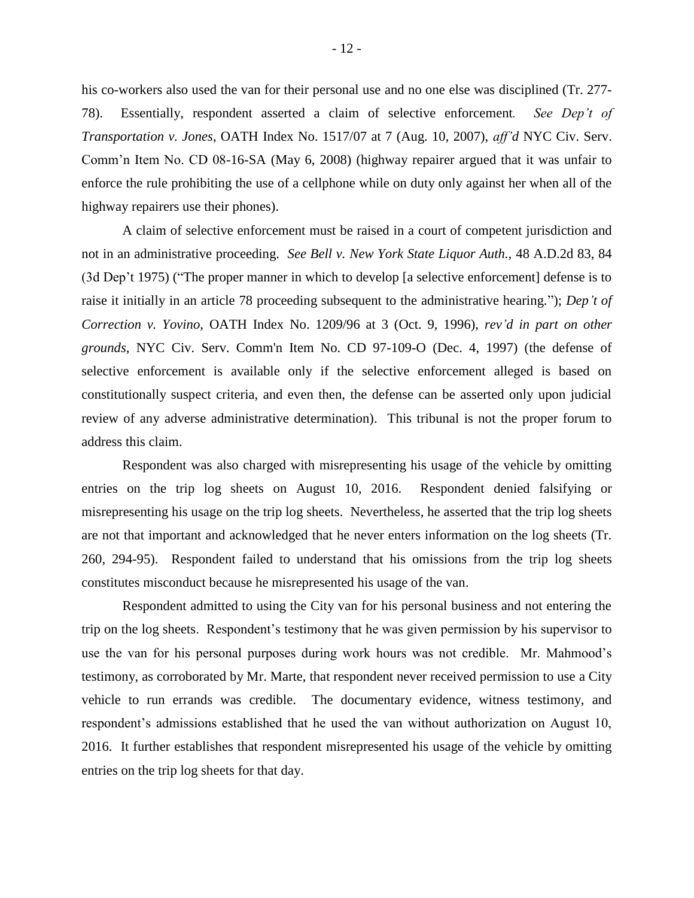his co-workers also used the van for their personal use and no one else was disciplined (Tr. 277-78). Essentially, respondent asserted a claim of selective enforcement. *See Dep't of Transportation v. Jones*, OATH Index No. 1517/07 at 7 (Aug. 10, 2007), *aff'd* NYC Civ. Serv. Comm'n Item No. CD 08-16-SA (May 6, 2008) (highway repairer argued that it was unfair to enforce the rule prohibiting the use of a cellphone while on duty only against her when all of the highway repairers use their phones).

A claim of selective enforcement must be raised in a court of competent jurisdiction and not in an administrative proceeding. *See Bell v. New York State Liquor Auth.*, 48 A.D.2d 83, 84 (3d Dep't 1975) ("The proper manner in which to develop [a selective enforcement] defense is to raise it initially in an article 78 proceeding subsequent to the administrative hearing."); *Dep't of Correction v. Yovino*, OATH Index No. 1209/96 at 3 (Oct. 9, 1996), *rev'd in part on other grounds*, NYC Civ. Serv. Comm'n Item No. CD 97-109-O (Dec. 4, 1997) (the defense of selective enforcement is available only if the selective enforcement alleged is based on constitutionally suspect criteria, and even then, the defense can be asserted only upon judicial review of any adverse administrative determination). This tribunal is not the proper forum to address this claim.

Respondent was also charged with misrepresenting his usage of the vehicle by omitting entries on the trip log sheets on August 10, 2016. Respondent denied falsifying or misrepresenting his usage on the trip log sheets. Nevertheless, he asserted that the trip log sheets are not that important and acknowledged that he never enters information on the log sheets (Tr. 260, 294-95). Respondent failed to understand that his omissions from the trip log sheets constitutes misconduct because he misrepresented his usage of the van.

Respondent admitted to using the City van for his personal business and not entering the trip on the log sheets. Respondent's testimony that he was given permission by his supervisor to use the van for his personal purposes during work hours was not credible. Mr. Mahmood's testimony, as corroborated by Mr. Marte, that respondent never received permission to use a City vehicle to run errands was credible. The documentary evidence, witness testimony, and respondent's admissions established that he used the van without authorization on August 10, 2016. It further establishes that respondent misrepresented his usage of the vehicle by omitting entries on the trip log sheets for that day.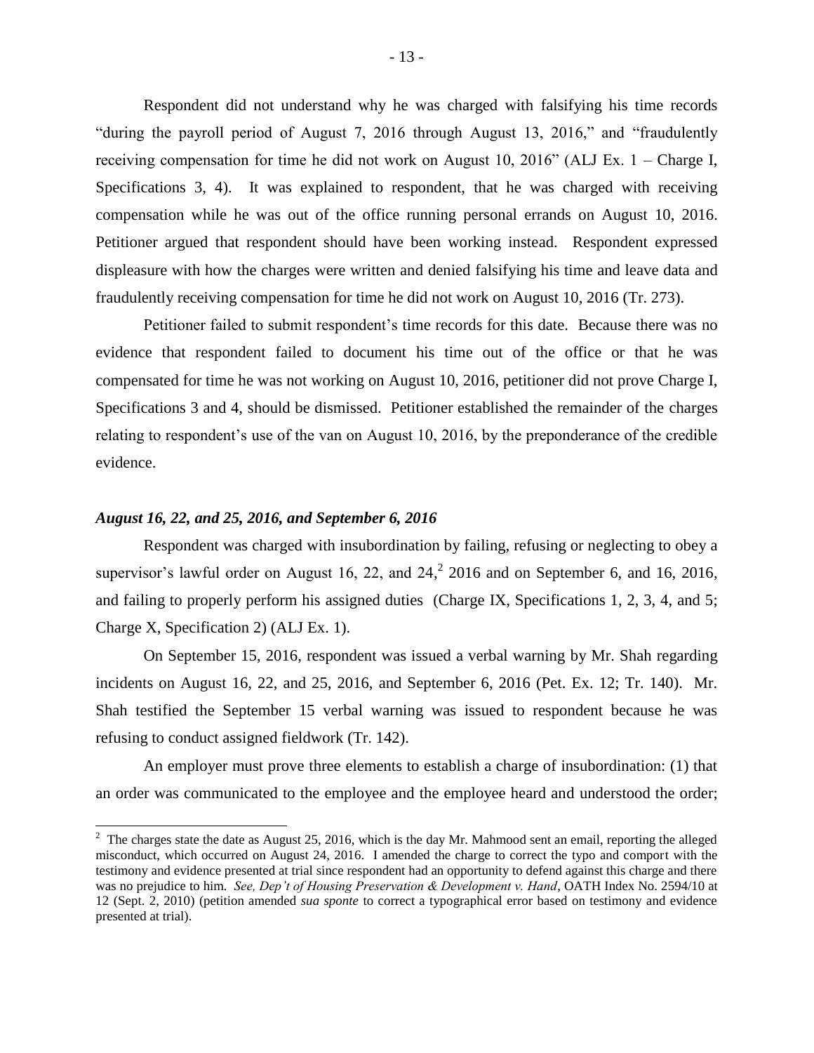Respondent did not understand why he was charged with falsifying his time records "during the payroll period of August 7, 2016 through August 13, 2016," and "fraudulently receiving compensation for time he did not work on August 10, 2016" (ALJ Ex. 1 – Charge I, Specifications 3, 4). It was explained to respondent, that he was charged with receiving compensation while he was out of the office running personal errands on August 10, 2016. Petitioner argued that respondent should have been working instead. Respondent expressed displeasure with how the charges were written and denied falsifying his time and leave data and fraudulently receiving compensation for time he did not work on August 10, 2016 (Tr. 273).

Petitioner failed to submit respondent's time records for this date. Because there was no evidence that respondent failed to document his time out of the office or that he was compensated for time he was not working on August 10, 2016, petitioner did not prove Charge I, Specifications 3 and 4, should be dismissed. Petitioner established the remainder of the charges relating to respondent's use of the van on August 10, 2016, by the preponderance of the credible evidence.

### *August 16, 22, and 25, 2016, and September 6, 2016*

Respondent was charged with insubordination by failing, refusing or neglecting to obey a supervisor's lawful order on August 16, 22, and 24,[2] 2016 and on September 6, and 16, 2016, and failing to properly perform his assigned duties (Charge IX, Specifications 1, 2, 3, 4, and 5; Charge X, Specification 2) (ALJ Ex. 1).

On September 15, 2016, respondent was issued a verbal warning by Mr. Shah regarding incidents on August 16, 22, and 25, 2016, and September 6, 2016 (Pet. Ex. 12; Tr. 140). Mr. Shah testified the September 15 verbal warning was issued to respondent because he was refusing to conduct assigned fieldwork (Tr. 142).

An employer must prove three elements to establish a charge of insubordination: (1) that an order was communicated to the employee and the employee heard and understood the order;

---

[2] The charges state the date as August 25, 2016, which is the day Mr. Mahmood sent an email, reporting the alleged misconduct, which occurred on August 24, 2016. I amended the charge to correct the typo and comport with the testimony and evidence presented at trial since respondent had an opportunity to defend against this charge and there was no prejudice to him. *See, Dep't of Housing Preservation & Development v. Hand*, OATH Index No. 2594/10 at 12 (Sept. 2, 2010) (petition amended *sua sponte* to correct a typographical error based on testimony and evidence presented at trial).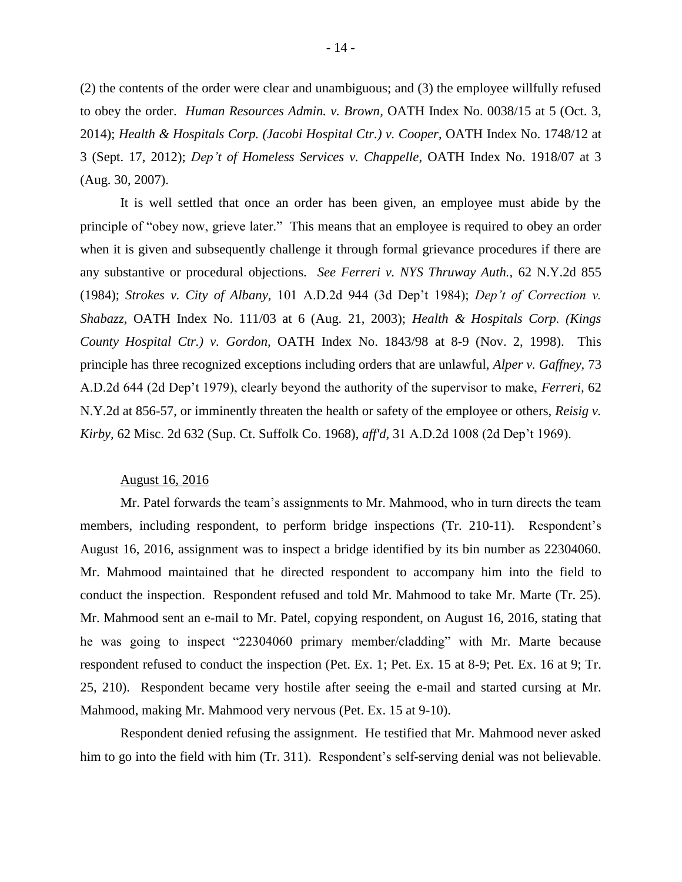(2) the contents of the order were clear and unambiguous; and (3) the employee willfully refused to obey the order. *Human Resources Admin. v. Brown*, OATH Index No. 0038/15 at 5 (Oct. 3, 2014); *Health & Hospitals Corp. (Jacobi Hospital Ctr.) v. Cooper*, OATH Index No. 1748/12 at 3 (Sept. 17, 2012); *Dep't of Homeless Services v. Chappelle*, OATH Index No. 1918/07 at 3 (Aug. 30, 2007).

It is well settled that once an order has been given, an employee must abide by the principle of "obey now, grieve later." This means that an employee is required to obey an order when it is given and subsequently challenge it through formal grievance procedures if there are any substantive or procedural objections. *See Ferreri v. NYS Thruway Auth.*, 62 N.Y.2d 855 (1984); *Strokes v. City of Albany*, 101 A.D.2d 944 (3d Dep't 1984); *Dep't of Correction v. Shabazz*, OATH Index No. 111/03 at 6 (Aug. 21, 2003); *Health & Hospitals Corp. (Kings County Hospital Ctr.) v. Gordon*, OATH Index No. 1843/98 at 8-9 (Nov. 2, 1998). This principle has three recognized exceptions including orders that are unlawful, *Alper v. Gaffney*, 73 A.D.2d 644 (2d Dep't 1979), clearly beyond the authority of the supervisor to make, *Ferreri*, 62 N.Y.2d at 856-57, or imminently threaten the health or safety of the employee or others, *Reisig v. Kirby*, 62 Misc. 2d 632 (Sup. Ct. Suffolk Co. 1968), *aff'd*, 31 A.D.2d 1008 (2d Dep't 1969).

August 16, 2016

Mr. Patel forwards the team's assignments to Mr. Mahmood, who in turn directs the team members, including respondent, to perform bridge inspections (Tr. 210-11). Respondent's August 16, 2016, assignment was to inspect a bridge identified by its bin number as 22304060. Mr. Mahmood maintained that he directed respondent to accompany him into the field to conduct the inspection. Respondent refused and told Mr. Mahmood to take Mr. Marte (Tr. 25). Mr. Mahmood sent an e-mail to Mr. Patel, copying respondent, on August 16, 2016, stating that he was going to inspect "22304060 primary member/cladding" with Mr. Marte because respondent refused to conduct the inspection (Pet. Ex. 1; Pet. Ex. 15 at 8-9; Pet. Ex. 16 at 9; Tr. 25, 210). Respondent became very hostile after seeing the e-mail and started cursing at Mr. Mahmood, making Mr. Mahmood very nervous (Pet. Ex. 15 at 9-10).

Respondent denied refusing the assignment. He testified that Mr. Mahmood never asked him to go into the field with him (Tr. 311). Respondent's self-serving denial was not believable.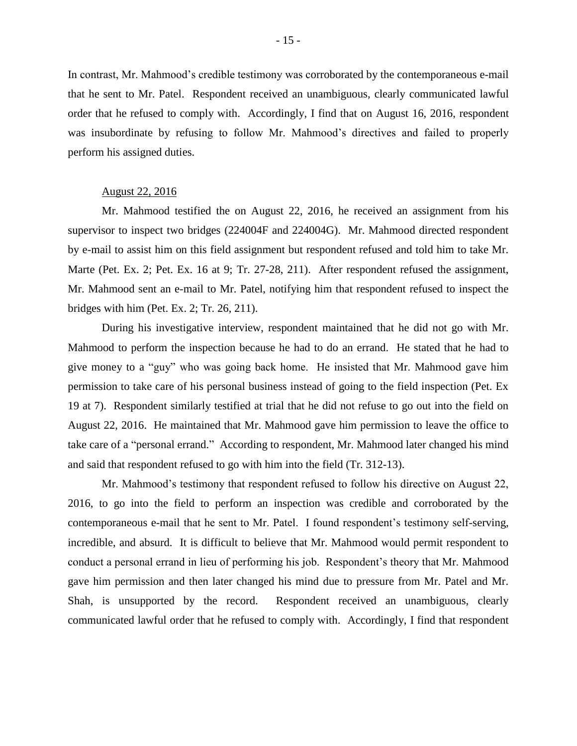In contrast, Mr. Mahmood's credible testimony was corroborated by the contemporaneous e-mail that he sent to Mr. Patel. Respondent received an unambiguous, clearly communicated lawful order that he refused to comply with. Accordingly, I find that on August 16, 2016, respondent was insubordinate by refusing to follow Mr. Mahmood's directives and failed to properly perform his assigned duties.

August 22, 2016

Mr. Mahmood testified the on August 22, 2016, he received an assignment from his supervisor to inspect two bridges (224004F and 224004G). Mr. Mahmood directed respondent by e-mail to assist him on this field assignment but respondent refused and told him to take Mr. Marte (Pet. Ex. 2; Pet. Ex. 16 at 9; Tr. 27-28, 211). After respondent refused the assignment, Mr. Mahmood sent an e-mail to Mr. Patel, notifying him that respondent refused to inspect the bridges with him (Pet. Ex. 2; Tr. 26, 211).

During his investigative interview, respondent maintained that he did not go with Mr. Mahmood to perform the inspection because he had to do an errand. He stated that he had to give money to a "guy" who was going back home. He insisted that Mr. Mahmood gave him permission to take care of his personal business instead of going to the field inspection (Pet. Ex 19 at 7). Respondent similarly testified at trial that he did not refuse to go out into the field on August 22, 2016. He maintained that Mr. Mahmood gave him permission to leave the office to take care of a "personal errand." According to respondent, Mr. Mahmood later changed his mind and said that respondent refused to go with him into the field (Tr. 312-13).

Mr. Mahmood's testimony that respondent refused to follow his directive on August 22, 2016, to go into the field to perform an inspection was credible and corroborated by the contemporaneous e-mail that he sent to Mr. Patel. I found respondent's testimony self-serving, incredible, and absurd. It is difficult to believe that Mr. Mahmood would permit respondent to conduct a personal errand in lieu of performing his job. Respondent's theory that Mr. Mahmood gave him permission and then later changed his mind due to pressure from Mr. Patel and Mr. Shah, is unsupported by the record. Respondent received an unambiguous, clearly communicated lawful order that he refused to comply with. Accordingly, I find that respondent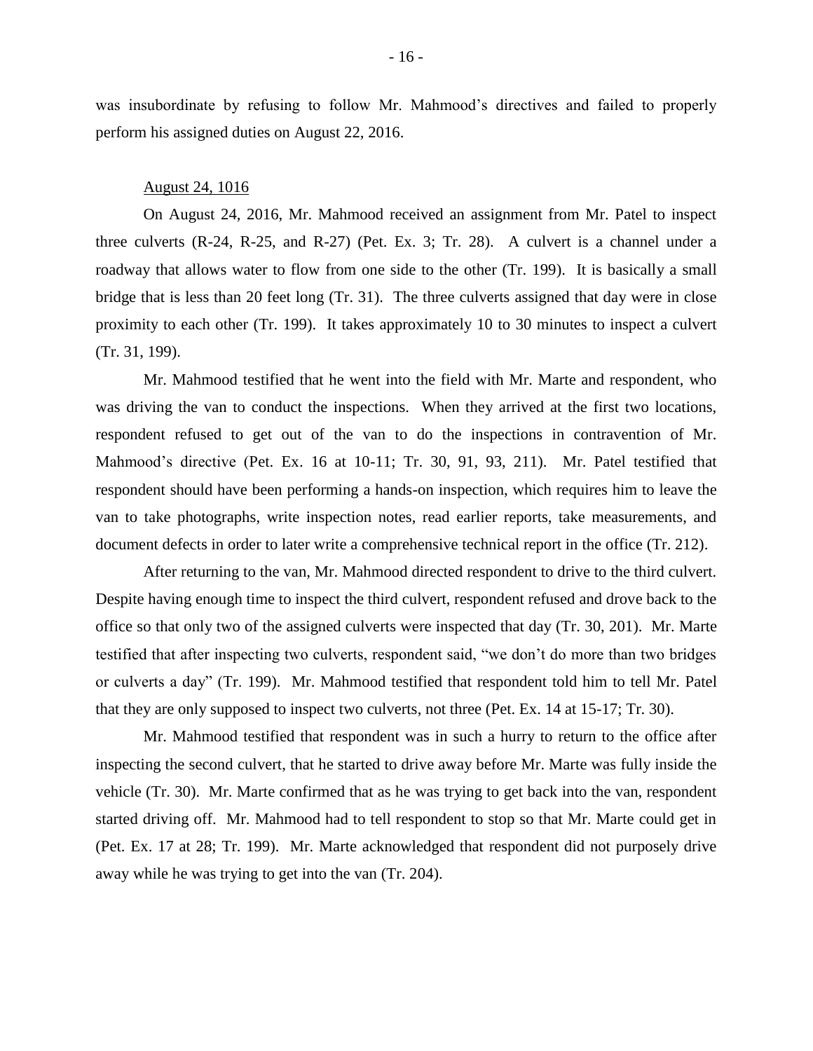was insubordinate by refusing to follow Mr. Mahmood's directives and failed to properly perform his assigned duties on August 22, 2016.

<u>August 24, 1016</u>

On August 24, 2016, Mr. Mahmood received an assignment from Mr. Patel to inspect three culverts (R-24, R-25, and R-27) (Pet. Ex. 3; Tr. 28). A culvert is a channel under a roadway that allows water to flow from one side to the other (Tr. 199). It is basically a small bridge that is less than 20 feet long (Tr. 31). The three culverts assigned that day were in close proximity to each other (Tr. 199). It takes approximately 10 to 30 minutes to inspect a culvert (Tr. 31, 199).

Mr. Mahmood testified that he went into the field with Mr. Marte and respondent, who was driving the van to conduct the inspections. When they arrived at the first two locations, respondent refused to get out of the van to do the inspections in contravention of Mr. Mahmood's directive (Pet. Ex. 16 at 10-11; Tr. 30, 91, 93, 211). Mr. Patel testified that respondent should have been performing a hands-on inspection, which requires him to leave the van to take photographs, write inspection notes, read earlier reports, take measurements, and document defects in order to later write a comprehensive technical report in the office (Tr. 212).

After returning to the van, Mr. Mahmood directed respondent to drive to the third culvert. Despite having enough time to inspect the third culvert, respondent refused and drove back to the office so that only two of the assigned culverts were inspected that day (Tr. 30, 201). Mr. Marte testified that after inspecting two culverts, respondent said, "we don't do more than two bridges or culverts a day" (Tr. 199). Mr. Mahmood testified that respondent told him to tell Mr. Patel that they are only supposed to inspect two culverts, not three (Pet. Ex. 14 at 15-17; Tr. 30).

Mr. Mahmood testified that respondent was in such a hurry to return to the office after inspecting the second culvert, that he started to drive away before Mr. Marte was fully inside the vehicle (Tr. 30). Mr. Marte confirmed that as he was trying to get back into the van, respondent started driving off. Mr. Mahmood had to tell respondent to stop so that Mr. Marte could get in (Pet. Ex. 17 at 28; Tr. 199). Mr. Marte acknowledged that respondent did not purposely drive away while he was trying to get into the van (Tr. 204).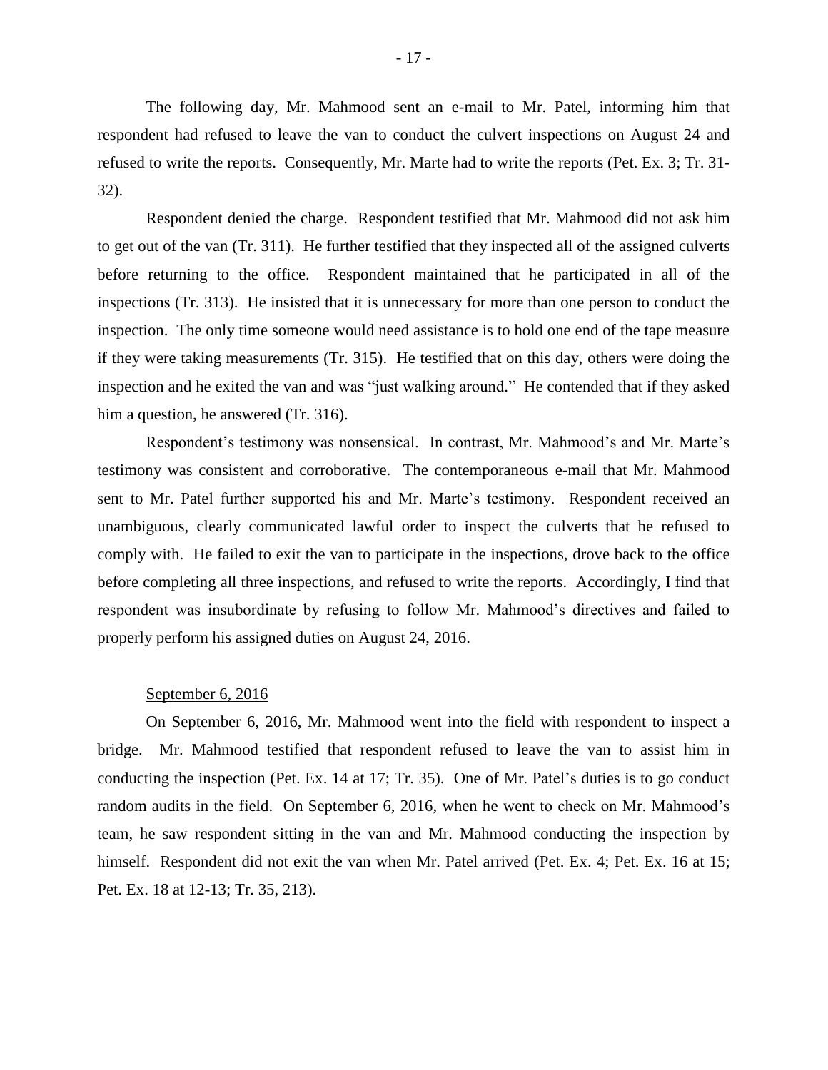The following day, Mr. Mahmood sent an e-mail to Mr. Patel, informing him that respondent had refused to leave the van to conduct the culvert inspections on August 24 and refused to write the reports. Consequently, Mr. Marte had to write the reports (Pet. Ex. 3; Tr. 31-32).

Respondent denied the charge. Respondent testified that Mr. Mahmood did not ask him to get out of the van (Tr. 311). He further testified that they inspected all of the assigned culverts before returning to the office. Respondent maintained that he participated in all of the inspections (Tr. 313). He insisted that it is unnecessary for more than one person to conduct the inspection. The only time someone would need assistance is to hold one end of the tape measure if they were taking measurements (Tr. 315). He testified that on this day, others were doing the inspection and he exited the van and was "just walking around." He contended that if they asked him a question, he answered (Tr. 316).

Respondent's testimony was nonsensical. In contrast, Mr. Mahmood's and Mr. Marte's testimony was consistent and corroborative. The contemporaneous e-mail that Mr. Mahmood sent to Mr. Patel further supported his and Mr. Marte's testimony. Respondent received an unambiguous, clearly communicated lawful order to inspect the culverts that he refused to comply with. He failed to exit the van to participate in the inspections, drove back to the office before completing all three inspections, and refused to write the reports. Accordingly, I find that respondent was insubordinate by refusing to follow Mr. Mahmood's directives and failed to properly perform his assigned duties on August 24, 2016.

<u>September 6, 2016</u>

On September 6, 2016, Mr. Mahmood went into the field with respondent to inspect a bridge. Mr. Mahmood testified that respondent refused to leave the van to assist him in conducting the inspection (Pet. Ex. 14 at 17; Tr. 35). One of Mr. Patel's duties is to go conduct random audits in the field. On September 6, 2016, when he went to check on Mr. Mahmood's team, he saw respondent sitting in the van and Mr. Mahmood conducting the inspection by himself. Respondent did not exit the van when Mr. Patel arrived (Pet. Ex. 4; Pet. Ex. 16 at 15; Pet. Ex. 18 at 12-13; Tr. 35, 213).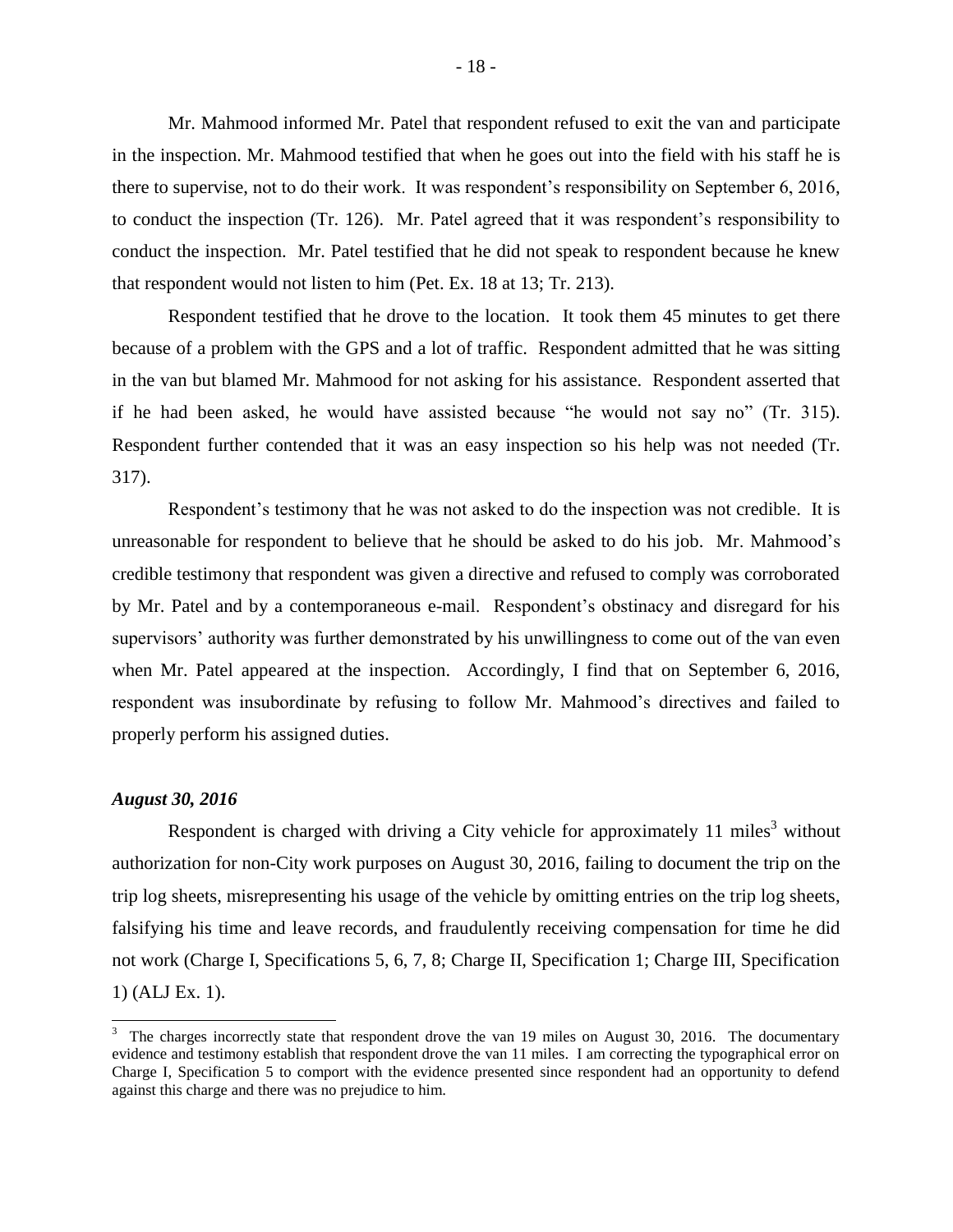Mr. Mahmood informed Mr. Patel that respondent refused to exit the van and participate in the inspection. Mr. Mahmood testified that when he goes out into the field with his staff he is there to supervise, not to do their work. It was respondent's responsibility on September 6, 2016, to conduct the inspection (Tr. 126). Mr. Patel agreed that it was respondent's responsibility to conduct the inspection. Mr. Patel testified that he did not speak to respondent because he knew that respondent would not listen to him (Pet. Ex. 18 at 13; Tr. 213).

Respondent testified that he drove to the location. It took them 45 minutes to get there because of a problem with the GPS and a lot of traffic. Respondent admitted that he was sitting in the van but blamed Mr. Mahmood for not asking for his assistance. Respondent asserted that if he had been asked, he would have assisted because "he would not say no" (Tr. 315). Respondent further contended that it was an easy inspection so his help was not needed (Tr. 317).

Respondent's testimony that he was not asked to do the inspection was not credible. It is unreasonable for respondent to believe that he should be asked to do his job. Mr. Mahmood's credible testimony that respondent was given a directive and refused to comply was corroborated by Mr. Patel and by a contemporaneous e-mail. Respondent's obstinacy and disregard for his supervisors' authority was further demonstrated by his unwillingness to come out of the van even when Mr. Patel appeared at the inspection. Accordingly, I find that on September 6, 2016, respondent was insubordinate by refusing to follow Mr. Mahmood's directives and failed to properly perform his assigned duties.

***August 30, 2016***

Respondent is charged with driving a City vehicle for approximately 11 miles[3] without authorization for non-City work purposes on August 30, 2016, failing to document the trip on the trip log sheets, misrepresenting his usage of the vehicle by omitting entries on the trip log sheets, falsifying his time and leave records, and fraudulently receiving compensation for time he did not work (Charge I, Specifications 5, 6, 7, 8; Charge II, Specification 1; Charge III, Specification 1) (ALJ Ex. 1).

---

[3] The charges incorrectly state that respondent drove the van 19 miles on August 30, 2016. The documentary evidence and testimony establish that respondent drove the van 11 miles. I am correcting the typographical error on Charge I, Specification 5 to comport with the evidence presented since respondent had an opportunity to defend against this charge and there was no prejudice to him.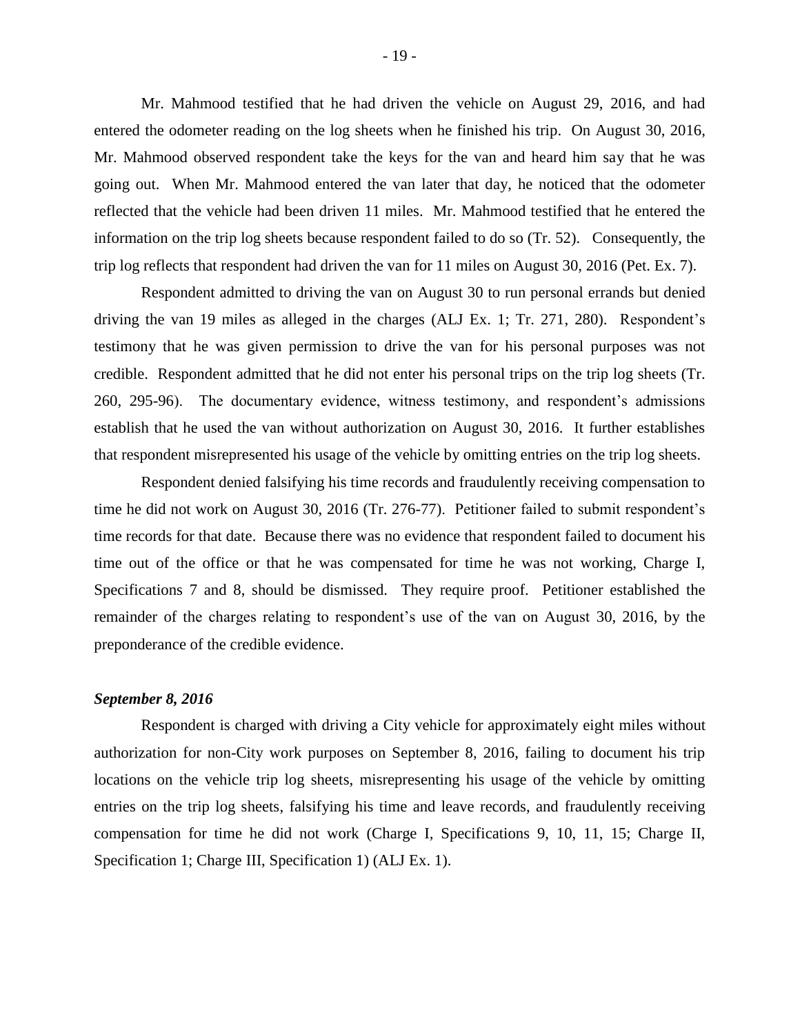Mr. Mahmood testified that he had driven the vehicle on August 29, 2016, and had entered the odometer reading on the log sheets when he finished his trip. On August 30, 2016, Mr. Mahmood observed respondent take the keys for the van and heard him say that he was going out. When Mr. Mahmood entered the van later that day, he noticed that the odometer reflected that the vehicle had been driven 11 miles. Mr. Mahmood testified that he entered the information on the trip log sheets because respondent failed to do so (Tr. 52). Consequently, the trip log reflects that respondent had driven the van for 11 miles on August 30, 2016 (Pet. Ex. 7).

Respondent admitted to driving the van on August 30 to run personal errands but denied driving the van 19 miles as alleged in the charges (ALJ Ex. 1; Tr. 271, 280). Respondent's testimony that he was given permission to drive the van for his personal purposes was not credible. Respondent admitted that he did not enter his personal trips on the trip log sheets (Tr. 260, 295-96). The documentary evidence, witness testimony, and respondent's admissions establish that he used the van without authorization on August 30, 2016. It further establishes that respondent misrepresented his usage of the vehicle by omitting entries on the trip log sheets.

Respondent denied falsifying his time records and fraudulently receiving compensation to time he did not work on August 30, 2016 (Tr. 276-77). Petitioner failed to submit respondent's time records for that date. Because there was no evidence that respondent failed to document his time out of the office or that he was compensated for time he was not working, Charge I, Specifications 7 and 8, should be dismissed. They require proof. Petitioner established the remainder of the charges relating to respondent's use of the van on August 30, 2016, by the preponderance of the credible evidence.

***September 8, 2016***

Respondent is charged with driving a City vehicle for approximately eight miles without authorization for non-City work purposes on September 8, 2016, failing to document his trip locations on the vehicle trip log sheets, misrepresenting his usage of the vehicle by omitting entries on the trip log sheets, falsifying his time and leave records, and fraudulently receiving compensation for time he did not work (Charge I, Specifications 9, 10, 11, 15; Charge II, Specification 1; Charge III, Specification 1) (ALJ Ex. 1).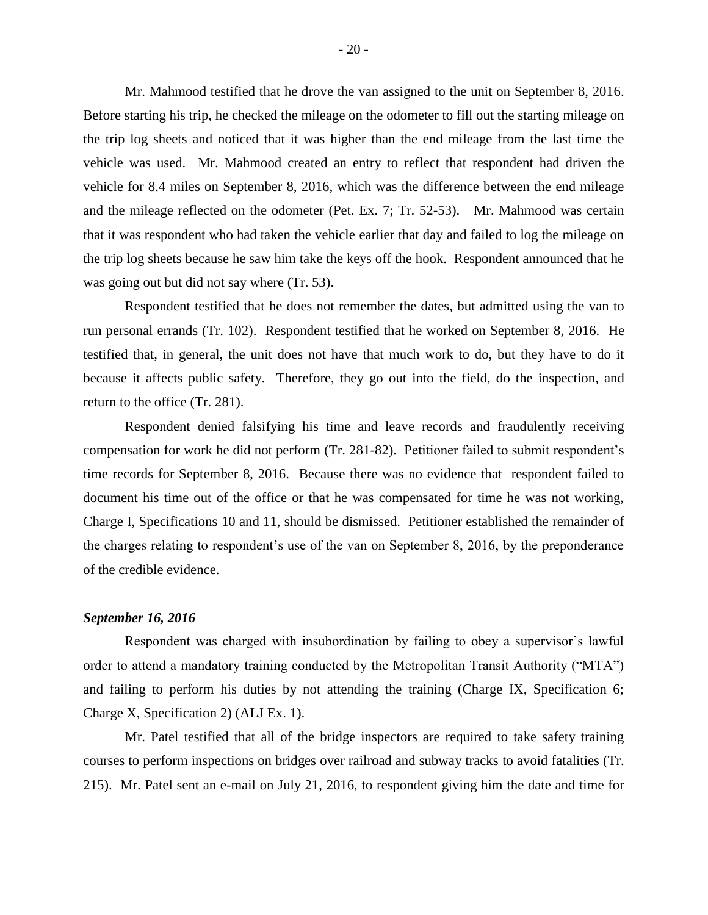Mr. Mahmood testified that he drove the van assigned to the unit on September 8, 2016. Before starting his trip, he checked the mileage on the odometer to fill out the starting mileage on the trip log sheets and noticed that it was higher than the end mileage from the last time the vehicle was used. Mr. Mahmood created an entry to reflect that respondent had driven the vehicle for 8.4 miles on September 8, 2016, which was the difference between the end mileage and the mileage reflected on the odometer (Pet. Ex. 7; Tr. 52-53). Mr. Mahmood was certain that it was respondent who had taken the vehicle earlier that day and failed to log the mileage on the trip log sheets because he saw him take the keys off the hook. Respondent announced that he was going out but did not say where (Tr. 53).

Respondent testified that he does not remember the dates, but admitted using the van to run personal errands (Tr. 102). Respondent testified that he worked on September 8, 2016. He testified that, in general, the unit does not have that much work to do, but they have to do it because it affects public safety. Therefore, they go out into the field, do the inspection, and return to the office (Tr. 281).

Respondent denied falsifying his time and leave records and fraudulently receiving compensation for work he did not perform (Tr. 281-82). Petitioner failed to submit respondent's time records for September 8, 2016. Because there was no evidence that respondent failed to document his time out of the office or that he was compensated for time he was not working, Charge I, Specifications 10 and 11, should be dismissed. Petitioner established the remainder of the charges relating to respondent's use of the van on September 8, 2016, by the preponderance of the credible evidence.

### *September 16, 2016*

Respondent was charged with insubordination by failing to obey a supervisor's lawful order to attend a mandatory training conducted by the Metropolitan Transit Authority ("MTA") and failing to perform his duties by not attending the training (Charge IX, Specification 6; Charge X, Specification 2) (ALJ Ex. 1).

Mr. Patel testified that all of the bridge inspectors are required to take safety training courses to perform inspections on bridges over railroad and subway tracks to avoid fatalities (Tr. 215). Mr. Patel sent an e-mail on July 21, 2016, to respondent giving him the date and time for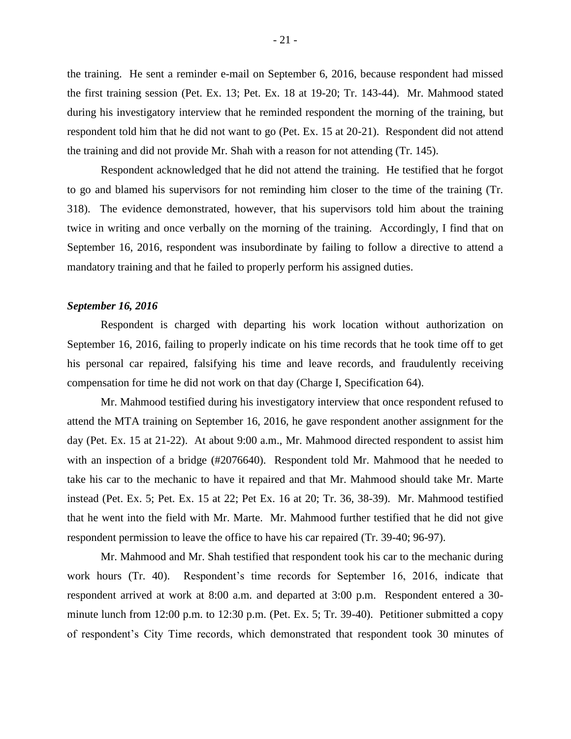the training. He sent a reminder e-mail on September 6, 2016, because respondent had missed the first training session (Pet. Ex. 13; Pet. Ex. 18 at 19-20; Tr. 143-44). Mr. Mahmood stated during his investigatory interview that he reminded respondent the morning of the training, but respondent told him that he did not want to go (Pet. Ex. 15 at 20-21). Respondent did not attend the training and did not provide Mr. Shah with a reason for not attending (Tr. 145).

Respondent acknowledged that he did not attend the training. He testified that he forgot to go and blamed his supervisors for not reminding him closer to the time of the training (Tr. 318). The evidence demonstrated, however, that his supervisors told him about the training twice in writing and once verbally on the morning of the training. Accordingly, I find that on September 16, 2016, respondent was insubordinate by failing to follow a directive to attend a mandatory training and that he failed to properly perform his assigned duties.

***September 16, 2016***

Respondent is charged with departing his work location without authorization on September 16, 2016, failing to properly indicate on his time records that he took time off to get his personal car repaired, falsifying his time and leave records, and fraudulently receiving compensation for time he did not work on that day (Charge I, Specification 64).

Mr. Mahmood testified during his investigatory interview that once respondent refused to attend the MTA training on September 16, 2016, he gave respondent another assignment for the day (Pet. Ex. 15 at 21-22). At about 9:00 a.m., Mr. Mahmood directed respondent to assist him with an inspection of a bridge (#2076640). Respondent told Mr. Mahmood that he needed to take his car to the mechanic to have it repaired and that Mr. Mahmood should take Mr. Marte instead (Pet. Ex. 5; Pet. Ex. 15 at 22; Pet Ex. 16 at 20; Tr. 36, 38-39). Mr. Mahmood testified that he went into the field with Mr. Marte. Mr. Mahmood further testified that he did not give respondent permission to leave the office to have his car repaired (Tr. 39-40; 96-97).

Mr. Mahmood and Mr. Shah testified that respondent took his car to the mechanic during work hours (Tr. 40). Respondent's time records for September 16, 2016, indicate that respondent arrived at work at 8:00 a.m. and departed at 3:00 p.m. Respondent entered a 30-minute lunch from 12:00 p.m. to 12:30 p.m. (Pet. Ex. 5; Tr. 39-40). Petitioner submitted a copy of respondent's City Time records, which demonstrated that respondent took 30 minutes of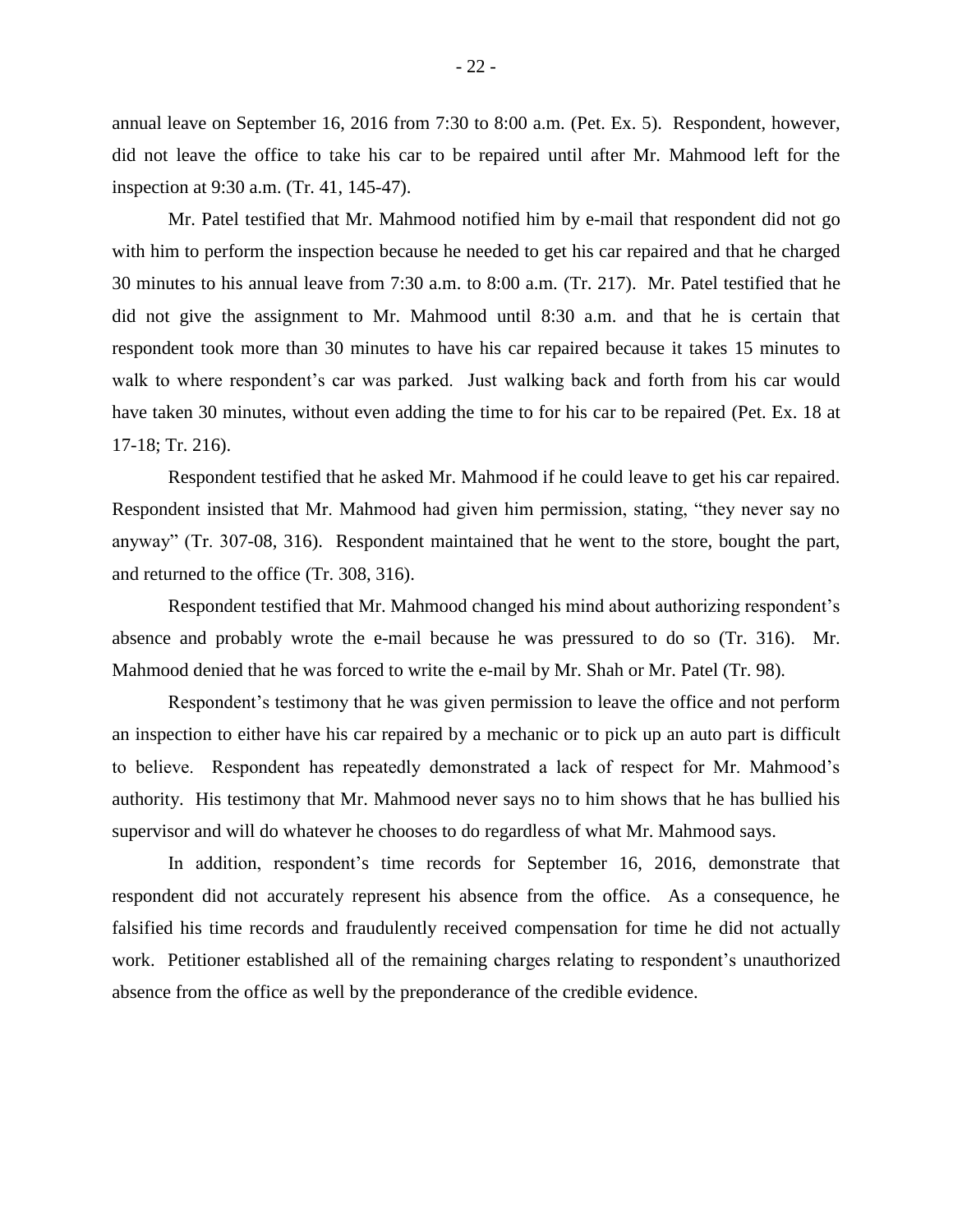annual leave on September 16, 2016 from 7:30 to 8:00 a.m. (Pet. Ex. 5). Respondent, however, did not leave the office to take his car to be repaired until after Mr. Mahmood left for the inspection at 9:30 a.m. (Tr. 41, 145-47).

Mr. Patel testified that Mr. Mahmood notified him by e-mail that respondent did not go with him to perform the inspection because he needed to get his car repaired and that he charged 30 minutes to his annual leave from 7:30 a.m. to 8:00 a.m. (Tr. 217). Mr. Patel testified that he did not give the assignment to Mr. Mahmood until 8:30 a.m. and that he is certain that respondent took more than 30 minutes to have his car repaired because it takes 15 minutes to walk to where respondent's car was parked. Just walking back and forth from his car would have taken 30 minutes, without even adding the time to for his car to be repaired (Pet. Ex. 18 at 17-18; Tr. 216).

Respondent testified that he asked Mr. Mahmood if he could leave to get his car repaired. Respondent insisted that Mr. Mahmood had given him permission, stating, "they never say no anyway" (Tr. 307-08, 316). Respondent maintained that he went to the store, bought the part, and returned to the office (Tr. 308, 316).

Respondent testified that Mr. Mahmood changed his mind about authorizing respondent's absence and probably wrote the e-mail because he was pressured to do so (Tr. 316). Mr. Mahmood denied that he was forced to write the e-mail by Mr. Shah or Mr. Patel (Tr. 98).

Respondent's testimony that he was given permission to leave the office and not perform an inspection to either have his car repaired by a mechanic or to pick up an auto part is difficult to believe. Respondent has repeatedly demonstrated a lack of respect for Mr. Mahmood's authority. His testimony that Mr. Mahmood never says no to him shows that he has bullied his supervisor and will do whatever he chooses to do regardless of what Mr. Mahmood says.

In addition, respondent's time records for September 16, 2016, demonstrate that respondent did not accurately represent his absence from the office. As a consequence, he falsified his time records and fraudulently received compensation for time he did not actually work. Petitioner established all of the remaining charges relating to respondent's unauthorized absence from the office as well by the preponderance of the credible evidence.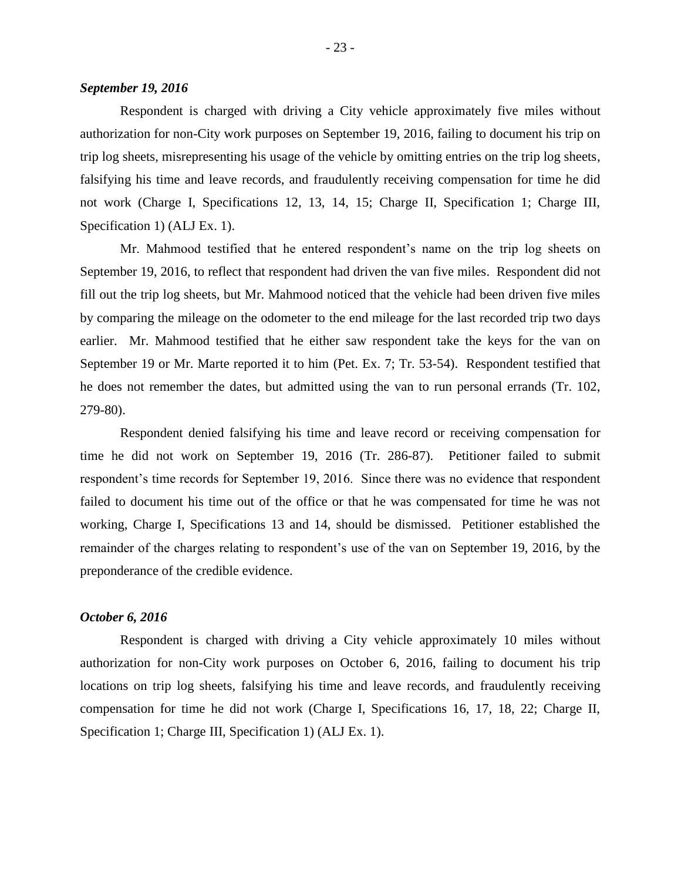***September 19, 2016***

Respondent is charged with driving a City vehicle approximately five miles without authorization for non-City work purposes on September 19, 2016, failing to document his trip on trip log sheets, misrepresenting his usage of the vehicle by omitting entries on the trip log sheets, falsifying his time and leave records, and fraudulently receiving compensation for time he did not work (Charge I, Specifications 12, 13, 14, 15; Charge II, Specification 1; Charge III, Specification 1) (ALJ Ex. 1).

Mr. Mahmood testified that he entered respondent's name on the trip log sheets on September 19, 2016, to reflect that respondent had driven the van five miles. Respondent did not fill out the trip log sheets, but Mr. Mahmood noticed that the vehicle had been driven five miles by comparing the mileage on the odometer to the end mileage for the last recorded trip two days earlier. Mr. Mahmood testified that he either saw respondent take the keys for the van on September 19 or Mr. Marte reported it to him (Pet. Ex. 7; Tr. 53-54). Respondent testified that he does not remember the dates, but admitted using the van to run personal errands (Tr. 102, 279-80).

Respondent denied falsifying his time and leave record or receiving compensation for time he did not work on September 19, 2016 (Tr. 286-87). Petitioner failed to submit respondent's time records for September 19, 2016. Since there was no evidence that respondent failed to document his time out of the office or that he was compensated for time he was not working, Charge I, Specifications 13 and 14, should be dismissed. Petitioner established the remainder of the charges relating to respondent's use of the van on September 19, 2016, by the preponderance of the credible evidence.

***October 6, 2016***

Respondent is charged with driving a City vehicle approximately 10 miles without authorization for non-City work purposes on October 6, 2016, failing to document his trip locations on trip log sheets, falsifying his time and leave records, and fraudulently receiving compensation for time he did not work (Charge I, Specifications 16, 17, 18, 22; Charge II, Specification 1; Charge III, Specification 1) (ALJ Ex. 1).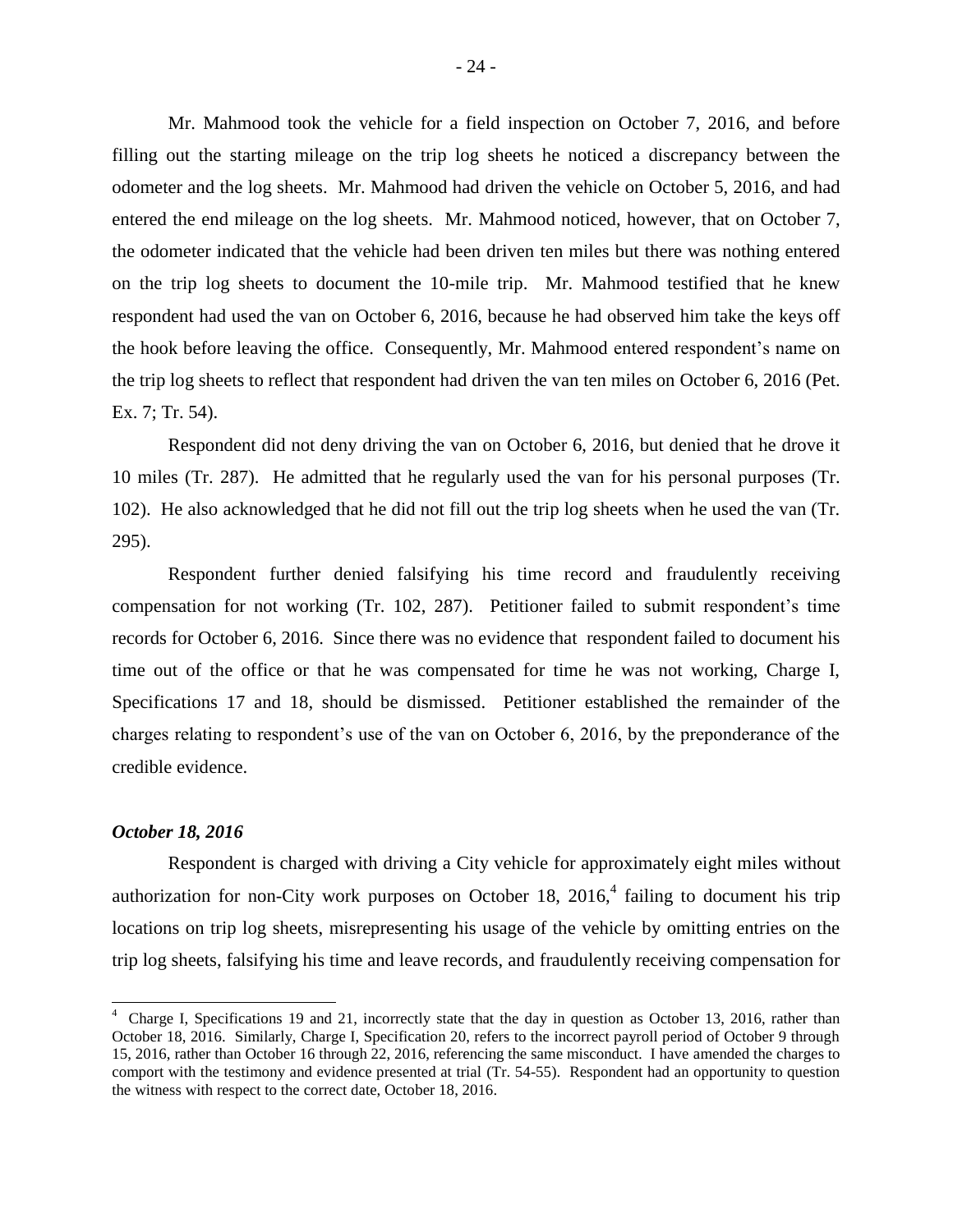Mr. Mahmood took the vehicle for a field inspection on October 7, 2016, and before filling out the starting mileage on the trip log sheets he noticed a discrepancy between the odometer and the log sheets. Mr. Mahmood had driven the vehicle on October 5, 2016, and had entered the end mileage on the log sheets. Mr. Mahmood noticed, however, that on October 7, the odometer indicated that the vehicle had been driven ten miles but there was nothing entered on the trip log sheets to document the 10-mile trip. Mr. Mahmood testified that he knew respondent had used the van on October 6, 2016, because he had observed him take the keys off the hook before leaving the office. Consequently, Mr. Mahmood entered respondent's name on the trip log sheets to reflect that respondent had driven the van ten miles on October 6, 2016 (Pet. Ex. 7; Tr. 54).

Respondent did not deny driving the van on October 6, 2016, but denied that he drove it 10 miles (Tr. 287). He admitted that he regularly used the van for his personal purposes (Tr. 102). He also acknowledged that he did not fill out the trip log sheets when he used the van (Tr. 295).

Respondent further denied falsifying his time record and fraudulently receiving compensation for not working (Tr. 102, 287). Petitioner failed to submit respondent's time records for October 6, 2016. Since there was no evidence that respondent failed to document his time out of the office or that he was compensated for time he was not working, Charge I, Specifications 17 and 18, should be dismissed. Petitioner established the remainder of the charges relating to respondent's use of the van on October 6, 2016, by the preponderance of the credible evidence.

***October 18, 2016***

Respondent is charged with driving a City vehicle for approximately eight miles without authorization for non-City work purposes on October 18, 2016,[4] failing to document his trip locations on trip log sheets, misrepresenting his usage of the vehicle by omitting entries on the trip log sheets, falsifying his time and leave records, and fraudulently receiving compensation for

[4] Charge I, Specifications 19 and 21, incorrectly state that the day in question as October 13, 2016, rather than October 18, 2016. Similarly, Charge I, Specification 20, refers to the incorrect payroll period of October 9 through 15, 2016, rather than October 16 through 22, 2016, referencing the same misconduct. I have amended the charges to comport with the testimony and evidence presented at trial (Tr. 54-55). Respondent had an opportunity to question the witness with respect to the correct date, October 18, 2016.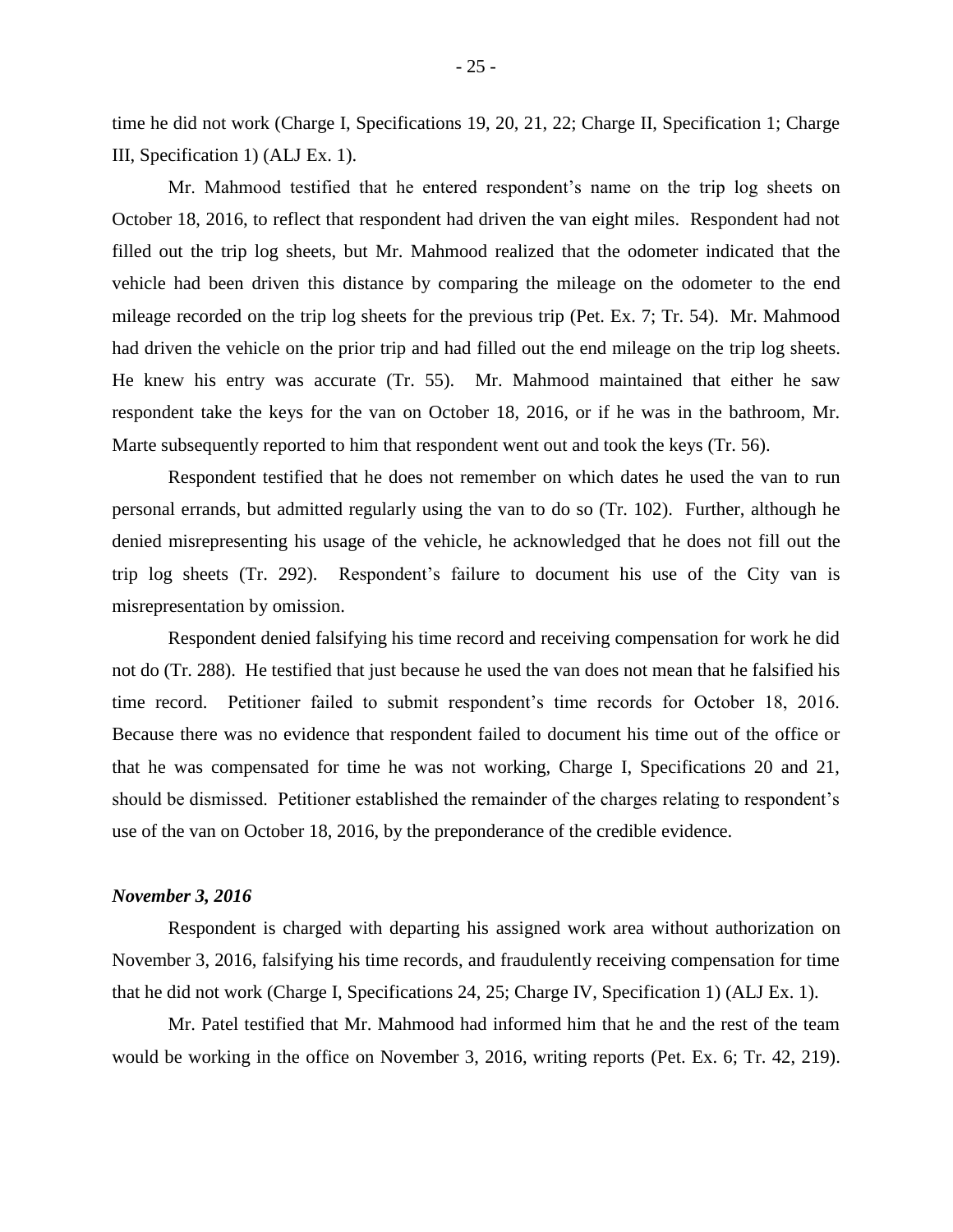time he did not work (Charge I, Specifications 19, 20, 21, 22; Charge II, Specification 1; Charge III, Specification 1) (ALJ Ex. 1).

Mr. Mahmood testified that he entered respondent's name on the trip log sheets on October 18, 2016, to reflect that respondent had driven the van eight miles. Respondent had not filled out the trip log sheets, but Mr. Mahmood realized that the odometer indicated that the vehicle had been driven this distance by comparing the mileage on the odometer to the end mileage recorded on the trip log sheets for the previous trip (Pet. Ex. 7; Tr. 54). Mr. Mahmood had driven the vehicle on the prior trip and had filled out the end mileage on the trip log sheets. He knew his entry was accurate (Tr. 55). Mr. Mahmood maintained that either he saw respondent take the keys for the van on October 18, 2016, or if he was in the bathroom, Mr. Marte subsequently reported to him that respondent went out and took the keys (Tr. 56).

Respondent testified that he does not remember on which dates he used the van to run personal errands, but admitted regularly using the van to do so (Tr. 102). Further, although he denied misrepresenting his usage of the vehicle, he acknowledged that he does not fill out the trip log sheets (Tr. 292). Respondent's failure to document his use of the City van is misrepresentation by omission.

Respondent denied falsifying his time record and receiving compensation for work he did not do (Tr. 288). He testified that just because he used the van does not mean that he falsified his time record. Petitioner failed to submit respondent's time records for October 18, 2016. Because there was no evidence that respondent failed to document his time out of the office or that he was compensated for time he was not working, Charge I, Specifications 20 and 21, should be dismissed. Petitioner established the remainder of the charges relating to respondent's use of the van on October 18, 2016, by the preponderance of the credible evidence.

***November 3, 2016***

Respondent is charged with departing his assigned work area without authorization on November 3, 2016, falsifying his time records, and fraudulently receiving compensation for time that he did not work (Charge I, Specifications 24, 25; Charge IV, Specification 1) (ALJ Ex. 1).

Mr. Patel testified that Mr. Mahmood had informed him that he and the rest of the team would be working in the office on November 3, 2016, writing reports (Pet. Ex. 6; Tr. 42, 219).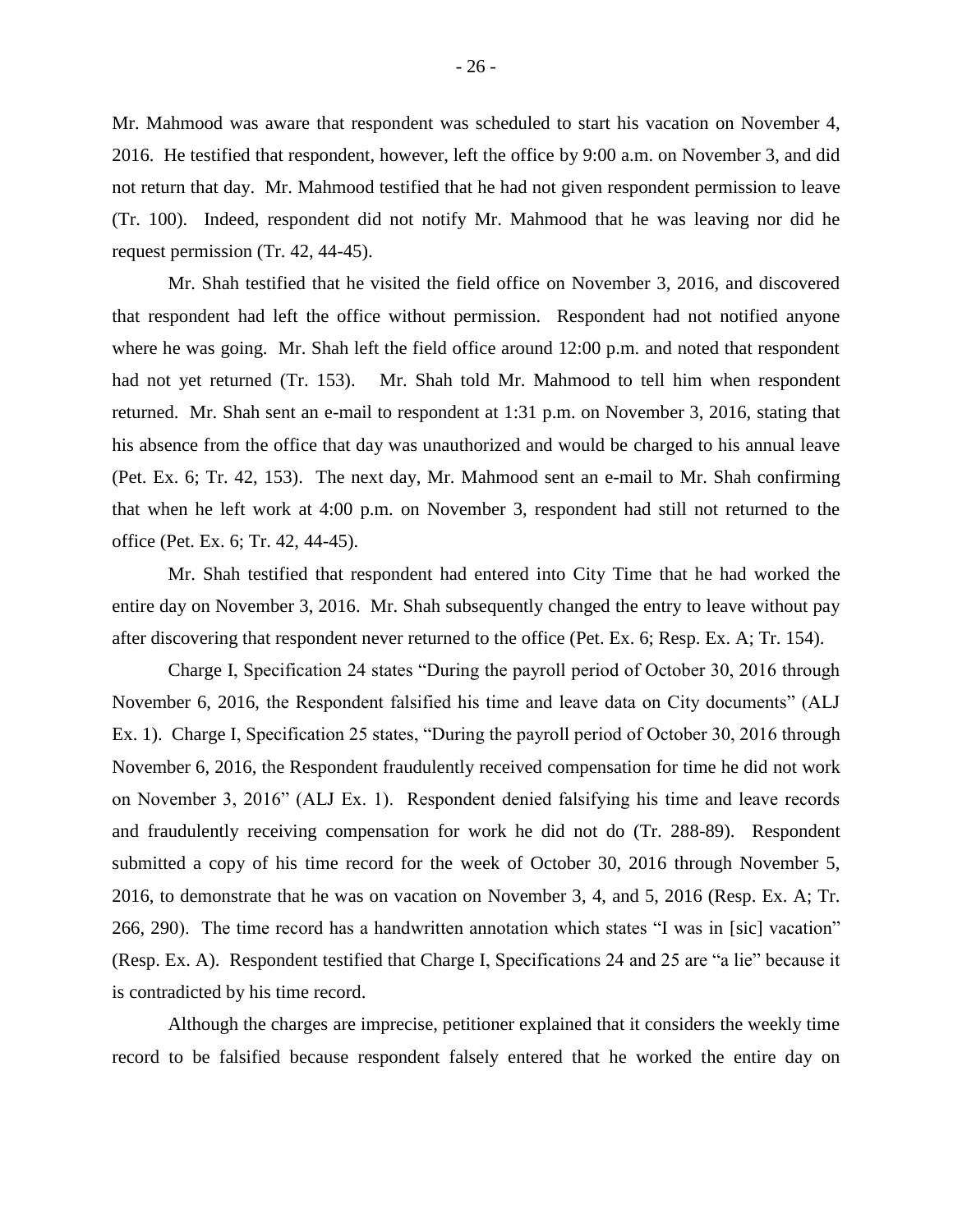Mr. Mahmood was aware that respondent was scheduled to start his vacation on November 4, 2016. He testified that respondent, however, left the office by 9:00 a.m. on November 3, and did not return that day. Mr. Mahmood testified that he had not given respondent permission to leave (Tr. 100). Indeed, respondent did not notify Mr. Mahmood that he was leaving nor did he request permission (Tr. 42, 44-45).

Mr. Shah testified that he visited the field office on November 3, 2016, and discovered that respondent had left the office without permission. Respondent had not notified anyone where he was going. Mr. Shah left the field office around 12:00 p.m. and noted that respondent had not yet returned (Tr. 153). Mr. Shah told Mr. Mahmood to tell him when respondent returned. Mr. Shah sent an e-mail to respondent at 1:31 p.m. on November 3, 2016, stating that his absence from the office that day was unauthorized and would be charged to his annual leave (Pet. Ex. 6; Tr. 42, 153). The next day, Mr. Mahmood sent an e-mail to Mr. Shah confirming that when he left work at 4:00 p.m. on November 3, respondent had still not returned to the office (Pet. Ex. 6; Tr. 42, 44-45).

Mr. Shah testified that respondent had entered into City Time that he had worked the entire day on November 3, 2016. Mr. Shah subsequently changed the entry to leave without pay after discovering that respondent never returned to the office (Pet. Ex. 6; Resp. Ex. A; Tr. 154).

Charge I, Specification 24 states "During the payroll period of October 30, 2016 through November 6, 2016, the Respondent falsified his time and leave data on City documents" (ALJ Ex. 1). Charge I, Specification 25 states, "During the payroll period of October 30, 2016 through November 6, 2016, the Respondent fraudulently received compensation for time he did not work on November 3, 2016" (ALJ Ex. 1). Respondent denied falsifying his time and leave records and fraudulently receiving compensation for work he did not do (Tr. 288-89). Respondent submitted a copy of his time record for the week of October 30, 2016 through November 5, 2016, to demonstrate that he was on vacation on November 3, 4, and 5, 2016 (Resp. Ex. A; Tr. 266, 290). The time record has a handwritten annotation which states "I was in [sic] vacation" (Resp. Ex. A). Respondent testified that Charge I, Specifications 24 and 25 are "a lie" because it is contradicted by his time record.

Although the charges are imprecise, petitioner explained that it considers the weekly time record to be falsified because respondent falsely entered that he worked the entire day on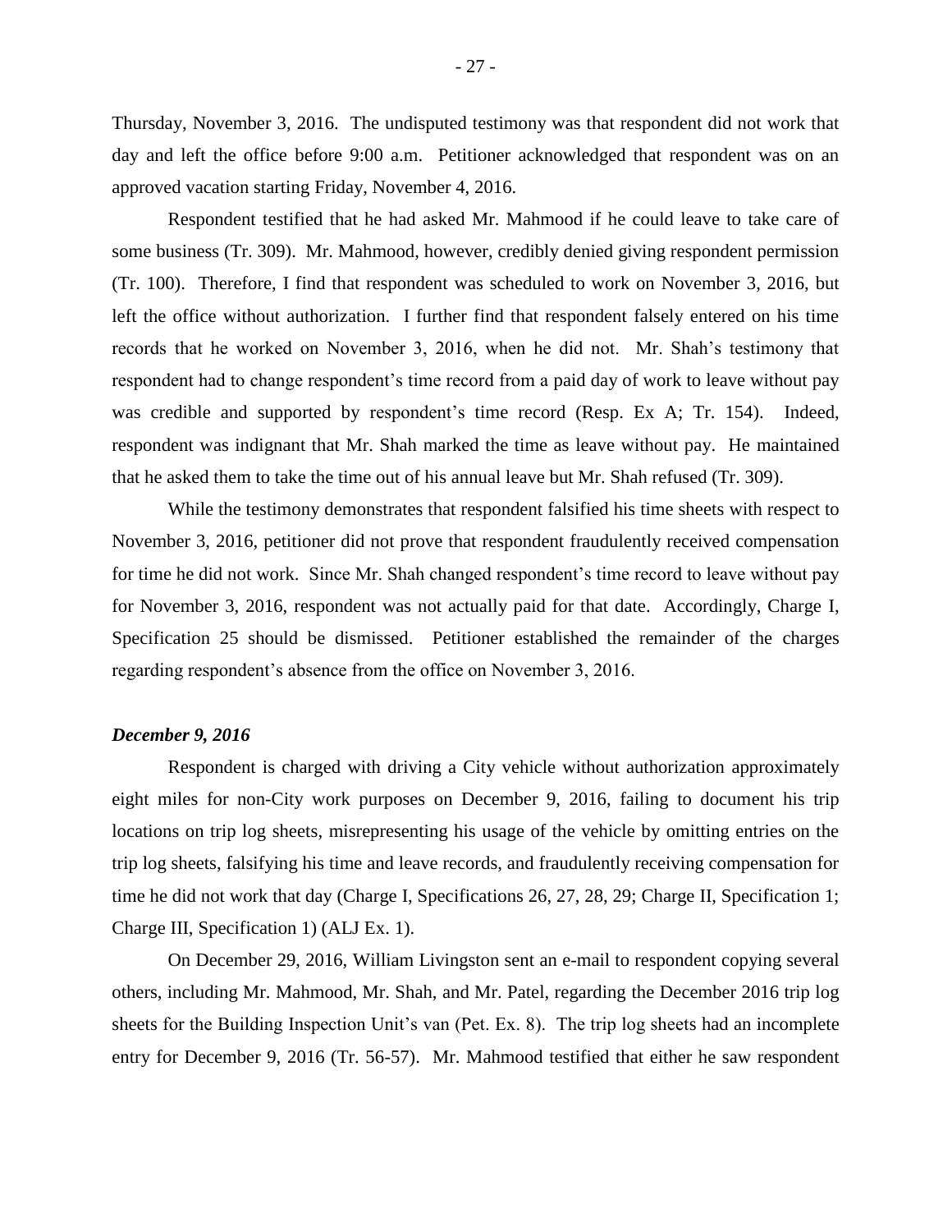Thursday, November 3, 2016. The undisputed testimony was that respondent did not work that day and left the office before 9:00 a.m. Petitioner acknowledged that respondent was on an approved vacation starting Friday, November 4, 2016.

Respondent testified that he had asked Mr. Mahmood if he could leave to take care of some business (Tr. 309). Mr. Mahmood, however, credibly denied giving respondent permission (Tr. 100). Therefore, I find that respondent was scheduled to work on November 3, 2016, but left the office without authorization. I further find that respondent falsely entered on his time records that he worked on November 3, 2016, when he did not. Mr. Shah's testimony that respondent had to change respondent's time record from a paid day of work to leave without pay was credible and supported by respondent's time record (Resp. Ex A; Tr. 154). Indeed, respondent was indignant that Mr. Shah marked the time as leave without pay. He maintained that he asked them to take the time out of his annual leave but Mr. Shah refused (Tr. 309).

While the testimony demonstrates that respondent falsified his time sheets with respect to November 3, 2016, petitioner did not prove that respondent fraudulently received compensation for time he did not work. Since Mr. Shah changed respondent's time record to leave without pay for November 3, 2016, respondent was not actually paid for that date. Accordingly, Charge I, Specification 25 should be dismissed. Petitioner established the remainder of the charges regarding respondent's absence from the office on November 3, 2016.

### *December 9, 2016*

Respondent is charged with driving a City vehicle without authorization approximately eight miles for non-City work purposes on December 9, 2016, failing to document his trip locations on trip log sheets, misrepresenting his usage of the vehicle by omitting entries on the trip log sheets, falsifying his time and leave records, and fraudulently receiving compensation for time he did not work that day (Charge I, Specifications 26, 27, 28, 29; Charge II, Specification 1; Charge III, Specification 1) (ALJ Ex. 1).

On December 29, 2016, William Livingston sent an e-mail to respondent copying several others, including Mr. Mahmood, Mr. Shah, and Mr. Patel, regarding the December 2016 trip log sheets for the Building Inspection Unit's van (Pet. Ex. 8). The trip log sheets had an incomplete entry for December 9, 2016 (Tr. 56-57). Mr. Mahmood testified that either he saw respondent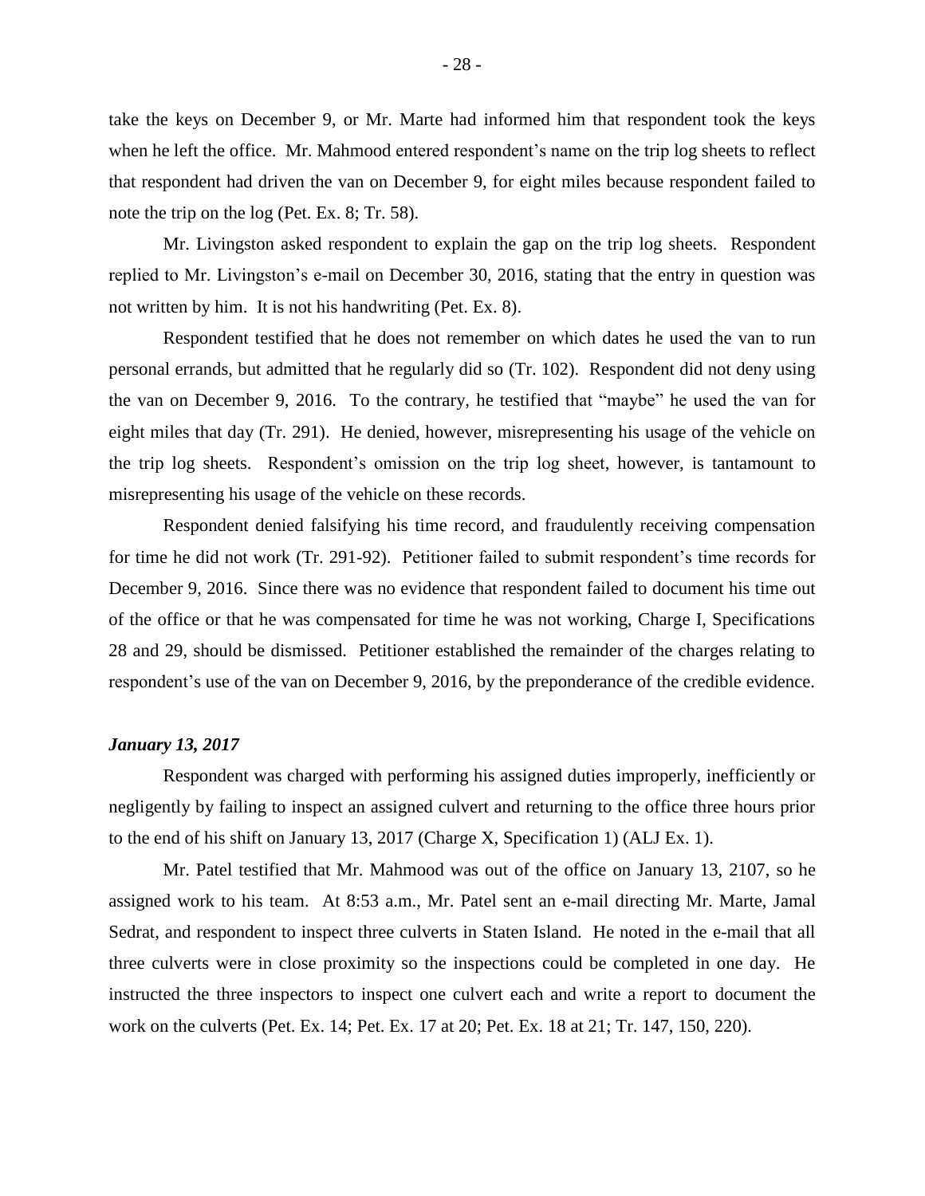take the keys on December 9, or Mr. Marte had informed him that respondent took the keys when he left the office. Mr. Mahmood entered respondent's name on the trip log sheets to reflect that respondent had driven the van on December 9, for eight miles because respondent failed to note the trip on the log (Pet. Ex. 8; Tr. 58).

Mr. Livingston asked respondent to explain the gap on the trip log sheets. Respondent replied to Mr. Livingston's e-mail on December 30, 2016, stating that the entry in question was not written by him. It is not his handwriting (Pet. Ex. 8).

Respondent testified that he does not remember on which dates he used the van to run personal errands, but admitted that he regularly did so (Tr. 102). Respondent did not deny using the van on December 9, 2016. To the contrary, he testified that "maybe" he used the van for eight miles that day (Tr. 291). He denied, however, misrepresenting his usage of the vehicle on the trip log sheets. Respondent's omission on the trip log sheet, however, is tantamount to misrepresenting his usage of the vehicle on these records.

Respondent denied falsifying his time record, and fraudulently receiving compensation for time he did not work (Tr. 291-92). Petitioner failed to submit respondent's time records for December 9, 2016. Since there was no evidence that respondent failed to document his time out of the office or that he was compensated for time he was not working, Charge I, Specifications 28 and 29, should be dismissed. Petitioner established the remainder of the charges relating to respondent's use of the van on December 9, 2016, by the preponderance of the credible evidence.

***January 13, 2017***

Respondent was charged with performing his assigned duties improperly, inefficiently or negligently by failing to inspect an assigned culvert and returning to the office three hours prior to the end of his shift on January 13, 2017 (Charge X, Specification 1) (ALJ Ex. 1).

Mr. Patel testified that Mr. Mahmood was out of the office on January 13, 2107, so he assigned work to his team. At 8:53 a.m., Mr. Patel sent an e-mail directing Mr. Marte, Jamal Sedrat, and respondent to inspect three culverts in Staten Island. He noted in the e-mail that all three culverts were in close proximity so the inspections could be completed in one day. He instructed the three inspectors to inspect one culvert each and write a report to document the work on the culverts (Pet. Ex. 14; Pet. Ex. 17 at 20; Pet. Ex. 18 at 21; Tr. 147, 150, 220).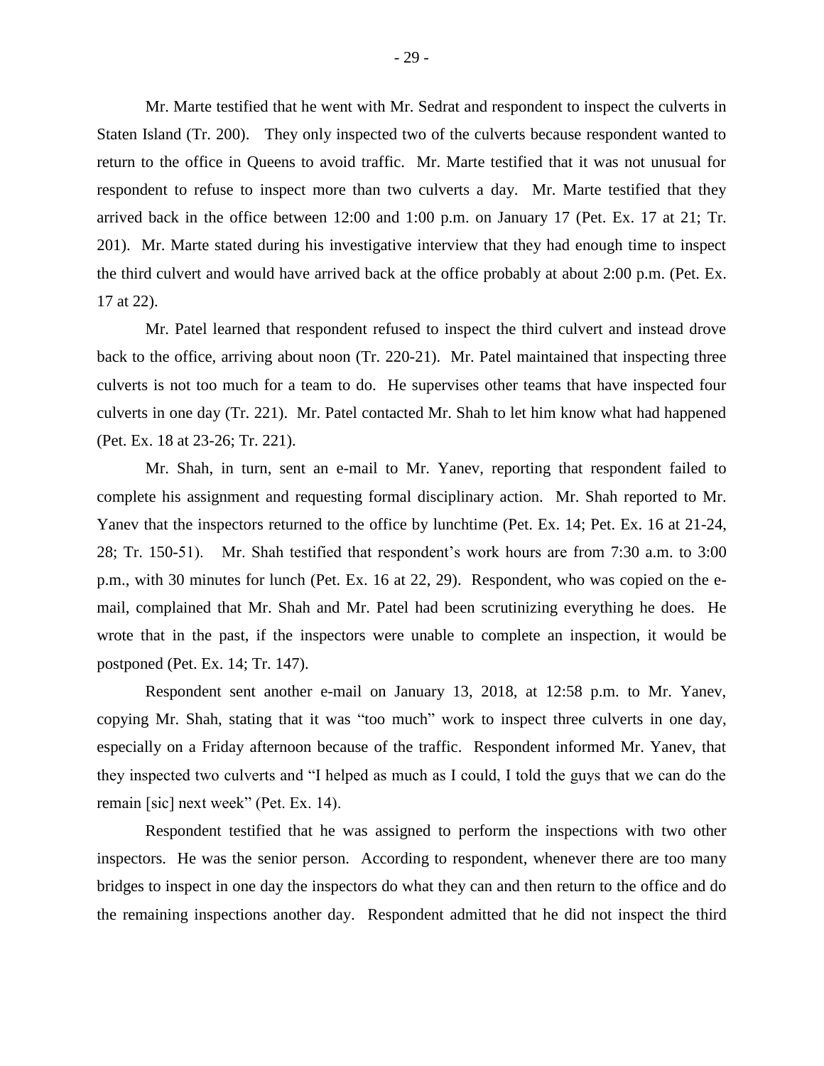Mr. Marte testified that he went with Mr. Sedrat and respondent to inspect the culverts in Staten Island (Tr. 200). They only inspected two of the culverts because respondent wanted to return to the office in Queens to avoid traffic. Mr. Marte testified that it was not unusual for respondent to refuse to inspect more than two culverts a day. Mr. Marte testified that they arrived back in the office between 12:00 and 1:00 p.m. on January 17 (Pet. Ex. 17 at 21; Tr. 201). Mr. Marte stated during his investigative interview that they had enough time to inspect the third culvert and would have arrived back at the office probably at about 2:00 p.m. (Pet. Ex. 17 at 22).

Mr. Patel learned that respondent refused to inspect the third culvert and instead drove back to the office, arriving about noon (Tr. 220-21). Mr. Patel maintained that inspecting three culverts is not too much for a team to do. He supervises other teams that have inspected four culverts in one day (Tr. 221). Mr. Patel contacted Mr. Shah to let him know what had happened (Pet. Ex. 18 at 23-26; Tr. 221).

Mr. Shah, in turn, sent an e-mail to Mr. Yanev, reporting that respondent failed to complete his assignment and requesting formal disciplinary action. Mr. Shah reported to Mr. Yanev that the inspectors returned to the office by lunchtime (Pet. Ex. 14; Pet. Ex. 16 at 21-24, 28; Tr. 150-51). Mr. Shah testified that respondent's work hours are from 7:30 a.m. to 3:00 p.m., with 30 minutes for lunch (Pet. Ex. 16 at 22, 29). Respondent, who was copied on the e-mail, complained that Mr. Shah and Mr. Patel had been scrutinizing everything he does. He wrote that in the past, if the inspectors were unable to complete an inspection, it would be postponed (Pet. Ex. 14; Tr. 147).

Respondent sent another e-mail on January 13, 2018, at 12:58 p.m. to Mr. Yanev, copying Mr. Shah, stating that it was "too much" work to inspect three culverts in one day, especially on a Friday afternoon because of the traffic. Respondent informed Mr. Yanev, that they inspected two culverts and "I helped as much as I could, I told the guys that we can do the remain [sic] next week" (Pet. Ex. 14).

Respondent testified that he was assigned to perform the inspections with two other inspectors. He was the senior person. According to respondent, whenever there are too many bridges to inspect in one day the inspectors do what they can and then return to the office and do the remaining inspections another day. Respondent admitted that he did not inspect the third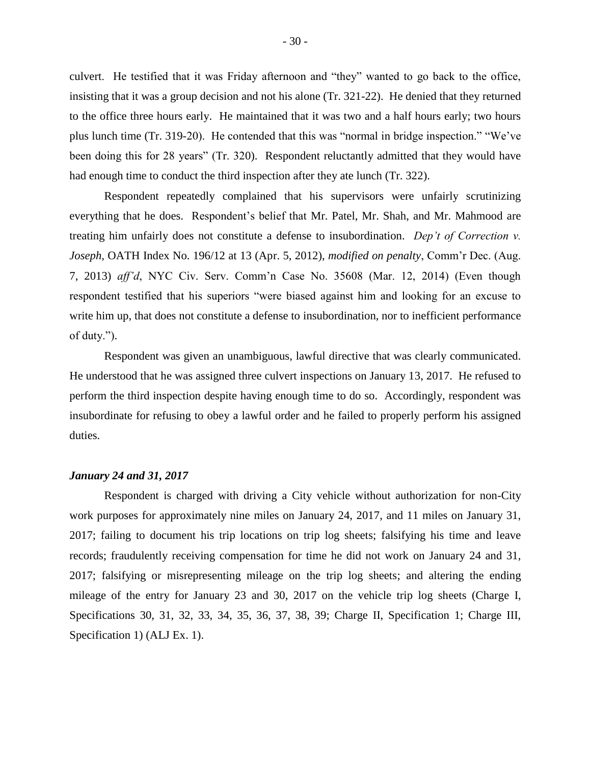culvert. He testified that it was Friday afternoon and "they" wanted to go back to the office, insisting that it was a group decision and not his alone (Tr. 321-22). He denied that they returned to the office three hours early. He maintained that it was two and a half hours early; two hours plus lunch time (Tr. 319-20). He contended that this was "normal in bridge inspection." "We've been doing this for 28 years" (Tr. 320). Respondent reluctantly admitted that they would have had enough time to conduct the third inspection after they ate lunch (Tr. 322).

Respondent repeatedly complained that his supervisors were unfairly scrutinizing everything that he does. Respondent's belief that Mr. Patel, Mr. Shah, and Mr. Mahmood are treating him unfairly does not constitute a defense to insubordination. *Dep't of Correction v. Joseph*, OATH Index No. 196/12 at 13 (Apr. 5, 2012), *modified on penalty*, Comm'r Dec. (Aug. 7, 2013) *aff'd*, NYC Civ. Serv. Comm'n Case No. 35608 (Mar. 12, 2014) (Even though respondent testified that his superiors "were biased against him and looking for an excuse to write him up, that does not constitute a defense to insubordination, nor to inefficient performance of duty.").

Respondent was given an unambiguous, lawful directive that was clearly communicated. He understood that he was assigned three culvert inspections on January 13, 2017. He refused to perform the third inspection despite having enough time to do so. Accordingly, respondent was insubordinate for refusing to obey a lawful order and he failed to properly perform his assigned duties.

***January 24 and 31, 2017***

Respondent is charged with driving a City vehicle without authorization for non-City work purposes for approximately nine miles on January 24, 2017, and 11 miles on January 31, 2017; failing to document his trip locations on trip log sheets; falsifying his time and leave records; fraudulently receiving compensation for time he did not work on January 24 and 31, 2017; falsifying or misrepresenting mileage on the trip log sheets; and altering the ending mileage of the entry for January 23 and 30, 2017 on the vehicle trip log sheets (Charge I, Specifications 30, 31, 32, 33, 34, 35, 36, 37, 38, 39; Charge II, Specification 1; Charge III, Specification 1) (ALJ Ex. 1).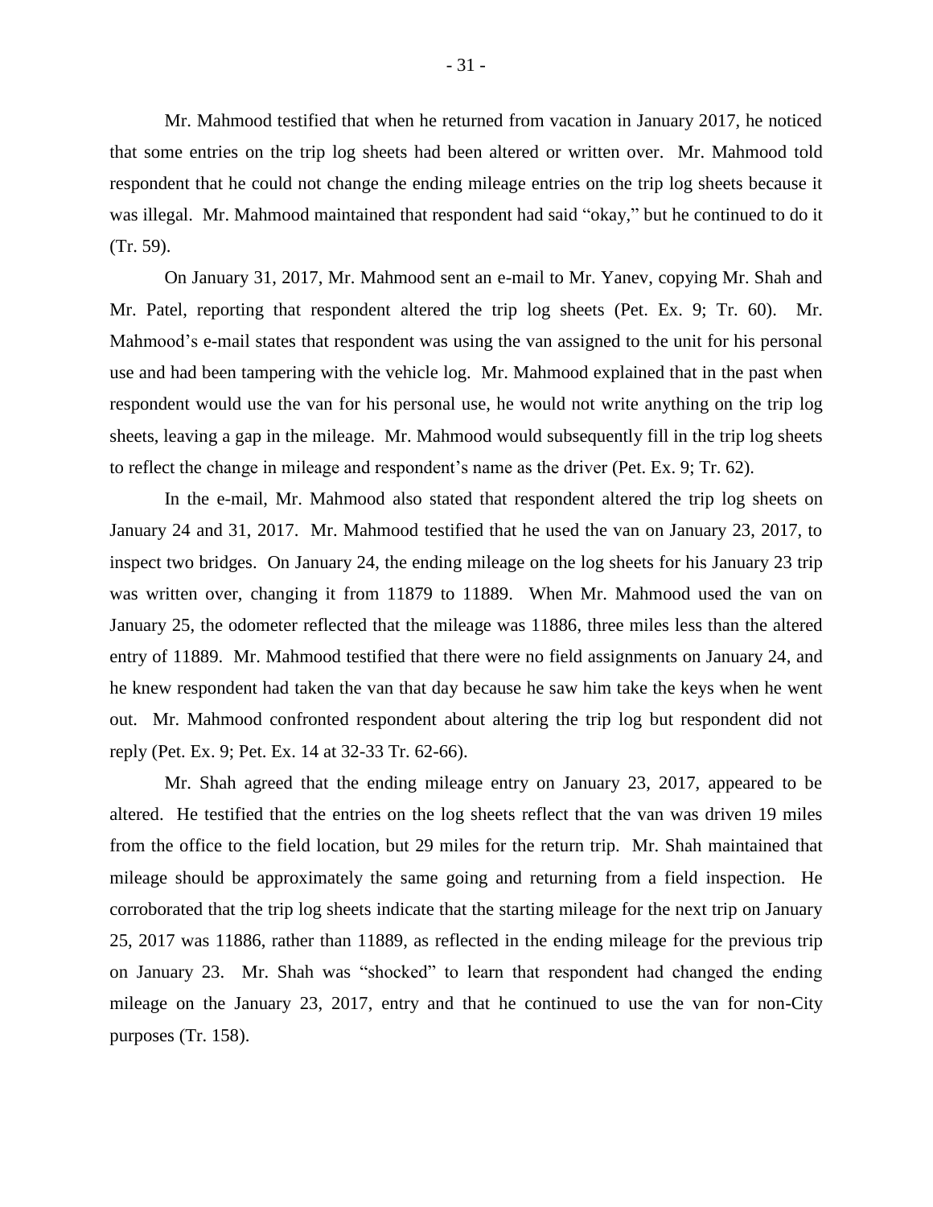Mr. Mahmood testified that when he returned from vacation in January 2017, he noticed that some entries on the trip log sheets had been altered or written over. Mr. Mahmood told respondent that he could not change the ending mileage entries on the trip log sheets because it was illegal. Mr. Mahmood maintained that respondent had said "okay," but he continued to do it (Tr. 59).

On January 31, 2017, Mr. Mahmood sent an e-mail to Mr. Yanev, copying Mr. Shah and Mr. Patel, reporting that respondent altered the trip log sheets (Pet. Ex. 9; Tr. 60). Mr. Mahmood's e-mail states that respondent was using the van assigned to the unit for his personal use and had been tampering with the vehicle log. Mr. Mahmood explained that in the past when respondent would use the van for his personal use, he would not write anything on the trip log sheets, leaving a gap in the mileage. Mr. Mahmood would subsequently fill in the trip log sheets to reflect the change in mileage and respondent's name as the driver (Pet. Ex. 9; Tr. 62).

In the e-mail, Mr. Mahmood also stated that respondent altered the trip log sheets on January 24 and 31, 2017. Mr. Mahmood testified that he used the van on January 23, 2017, to inspect two bridges. On January 24, the ending mileage on the log sheets for his January 23 trip was written over, changing it from 11879 to 11889. When Mr. Mahmood used the van on January 25, the odometer reflected that the mileage was 11886, three miles less than the altered entry of 11889. Mr. Mahmood testified that there were no field assignments on January 24, and he knew respondent had taken the van that day because he saw him take the keys when he went out. Mr. Mahmood confronted respondent about altering the trip log but respondent did not reply (Pet. Ex. 9; Pet. Ex. 14 at 32-33 Tr. 62-66).

Mr. Shah agreed that the ending mileage entry on January 23, 2017, appeared to be altered. He testified that the entries on the log sheets reflect that the van was driven 19 miles from the office to the field location, but 29 miles for the return trip. Mr. Shah maintained that mileage should be approximately the same going and returning from a field inspection. He corroborated that the trip log sheets indicate that the starting mileage for the next trip on January 25, 2017 was 11886, rather than 11889, as reflected in the ending mileage for the previous trip on January 23. Mr. Shah was "shocked" to learn that respondent had changed the ending mileage on the January 23, 2017, entry and that he continued to use the van for non-City purposes (Tr. 158).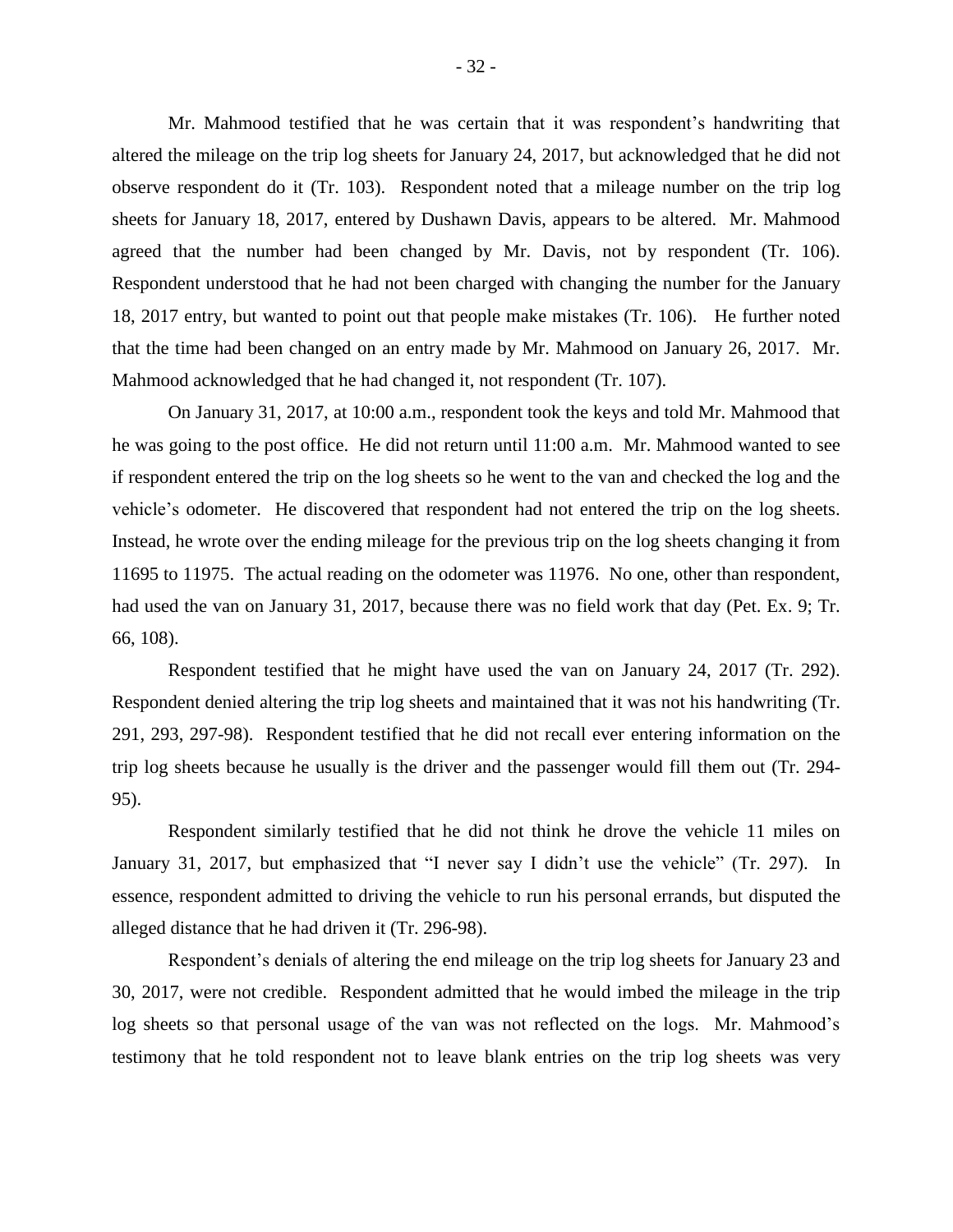Mr. Mahmood testified that he was certain that it was respondent's handwriting that altered the mileage on the trip log sheets for January 24, 2017, but acknowledged that he did not observe respondent do it (Tr. 103). Respondent noted that a mileage number on the trip log sheets for January 18, 2017, entered by Dushawn Davis, appears to be altered. Mr. Mahmood agreed that the number had been changed by Mr. Davis, not by respondent (Tr. 106). Respondent understood that he had not been charged with changing the number for the January 18, 2017 entry, but wanted to point out that people make mistakes (Tr. 106). He further noted that the time had been changed on an entry made by Mr. Mahmood on January 26, 2017. Mr. Mahmood acknowledged that he had changed it, not respondent (Tr. 107).

On January 31, 2017, at 10:00 a.m., respondent took the keys and told Mr. Mahmood that he was going to the post office. He did not return until 11:00 a.m. Mr. Mahmood wanted to see if respondent entered the trip on the log sheets so he went to the van and checked the log and the vehicle's odometer. He discovered that respondent had not entered the trip on the log sheets. Instead, he wrote over the ending mileage for the previous trip on the log sheets changing it from 11695 to 11975. The actual reading on the odometer was 11976. No one, other than respondent, had used the van on January 31, 2017, because there was no field work that day (Pet. Ex. 9; Tr. 66, 108).

Respondent testified that he might have used the van on January 24, 2017 (Tr. 292). Respondent denied altering the trip log sheets and maintained that it was not his handwriting (Tr. 291, 293, 297-98). Respondent testified that he did not recall ever entering information on the trip log sheets because he usually is the driver and the passenger would fill them out (Tr. 294-95).

Respondent similarly testified that he did not think he drove the vehicle 11 miles on January 31, 2017, but emphasized that "I never say I didn't use the vehicle" (Tr. 297). In essence, respondent admitted to driving the vehicle to run his personal errands, but disputed the alleged distance that he had driven it (Tr. 296-98).

Respondent's denials of altering the end mileage on the trip log sheets for January 23 and 30, 2017, were not credible. Respondent admitted that he would imbed the mileage in the trip log sheets so that personal usage of the van was not reflected on the logs. Mr. Mahmood's testimony that he told respondent not to leave blank entries on the trip log sheets was very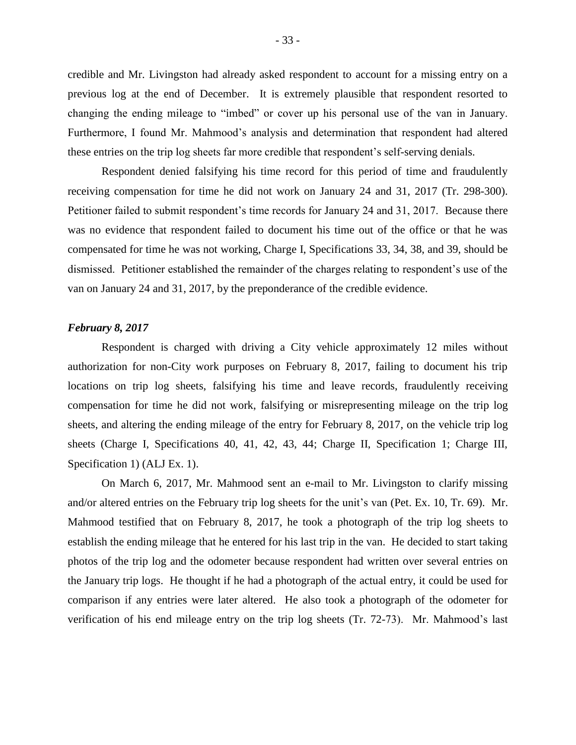credible and Mr. Livingston had already asked respondent to account for a missing entry on a previous log at the end of December. It is extremely plausible that respondent resorted to changing the ending mileage to "imbed" or cover up his personal use of the van in January. Furthermore, I found Mr. Mahmood's analysis and determination that respondent had altered these entries on the trip log sheets far more credible that respondent's self-serving denials.

Respondent denied falsifying his time record for this period of time and fraudulently receiving compensation for time he did not work on January 24 and 31, 2017 (Tr. 298-300). Petitioner failed to submit respondent's time records for January 24 and 31, 2017. Because there was no evidence that respondent failed to document his time out of the office or that he was compensated for time he was not working, Charge I, Specifications 33, 34, 38, and 39, should be dismissed. Petitioner established the remainder of the charges relating to respondent's use of the van on January 24 and 31, 2017, by the preponderance of the credible evidence.

***February 8, 2017***

Respondent is charged with driving a City vehicle approximately 12 miles without authorization for non-City work purposes on February 8, 2017, failing to document his trip locations on trip log sheets, falsifying his time and leave records, fraudulently receiving compensation for time he did not work, falsifying or misrepresenting mileage on the trip log sheets, and altering the ending mileage of the entry for February 8, 2017, on the vehicle trip log sheets (Charge I, Specifications 40, 41, 42, 43, 44; Charge II, Specification 1; Charge III, Specification 1) (ALJ Ex. 1).

On March 6, 2017, Mr. Mahmood sent an e-mail to Mr. Livingston to clarify missing and/or altered entries on the February trip log sheets for the unit's van (Pet. Ex. 10, Tr. 69). Mr. Mahmood testified that on February 8, 2017, he took a photograph of the trip log sheets to establish the ending mileage that he entered for his last trip in the van. He decided to start taking photos of the trip log and the odometer because respondent had written over several entries on the January trip logs. He thought if he had a photograph of the actual entry, it could be used for comparison if any entries were later altered. He also took a photograph of the odometer for verification of his end mileage entry on the trip log sheets (Tr. 72-73). Mr. Mahmood's last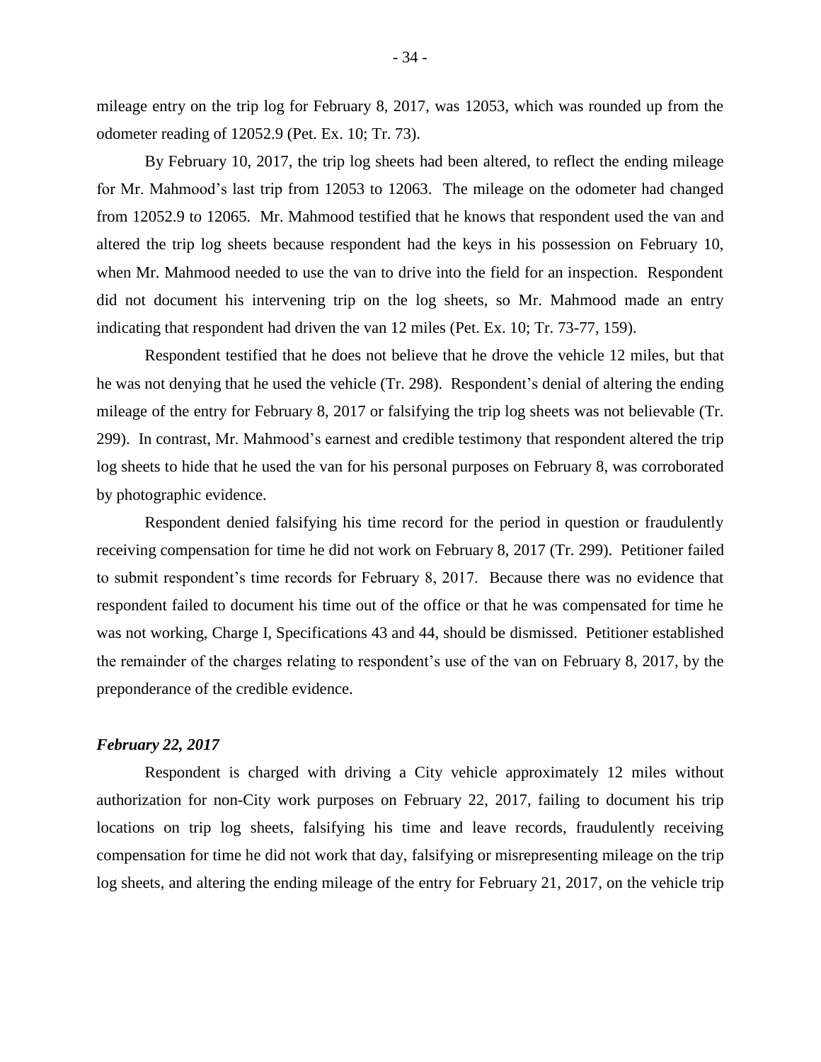mileage entry on the trip log for February 8, 2017, was 12053, which was rounded up from the odometer reading of 12052.9 (Pet. Ex. 10; Tr. 73).

By February 10, 2017, the trip log sheets had been altered, to reflect the ending mileage for Mr. Mahmood's last trip from 12053 to 12063. The mileage on the odometer had changed from 12052.9 to 12065. Mr. Mahmood testified that he knows that respondent used the van and altered the trip log sheets because respondent had the keys in his possession on February 10, when Mr. Mahmood needed to use the van to drive into the field for an inspection. Respondent did not document his intervening trip on the log sheets, so Mr. Mahmood made an entry indicating that respondent had driven the van 12 miles (Pet. Ex. 10; Tr. 73-77, 159).

Respondent testified that he does not believe that he drove the vehicle 12 miles, but that he was not denying that he used the vehicle (Tr. 298). Respondent's denial of altering the ending mileage of the entry for February 8, 2017 or falsifying the trip log sheets was not believable (Tr. 299). In contrast, Mr. Mahmood's earnest and credible testimony that respondent altered the trip log sheets to hide that he used the van for his personal purposes on February 8, was corroborated by photographic evidence.

Respondent denied falsifying his time record for the period in question or fraudulently receiving compensation for time he did not work on February 8, 2017 (Tr. 299). Petitioner failed to submit respondent's time records for February 8, 2017. Because there was no evidence that respondent failed to document his time out of the office or that he was compensated for time he was not working, Charge I, Specifications 43 and 44, should be dismissed. Petitioner established the remainder of the charges relating to respondent's use of the van on February 8, 2017, by the preponderance of the credible evidence.

***February 22, 2017***

Respondent is charged with driving a City vehicle approximately 12 miles without authorization for non-City work purposes on February 22, 2017, failing to document his trip locations on trip log sheets, falsifying his time and leave records, fraudulently receiving compensation for time he did not work that day, falsifying or misrepresenting mileage on the trip log sheets, and altering the ending mileage of the entry for February 21, 2017, on the vehicle trip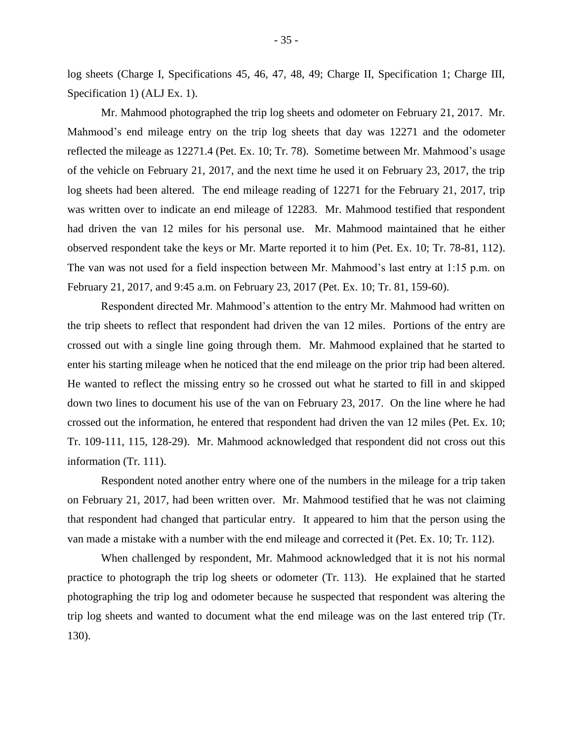log sheets (Charge I, Specifications 45, 46, 47, 48, 49; Charge II, Specification 1; Charge III, Specification 1) (ALJ Ex. 1).

Mr. Mahmood photographed the trip log sheets and odometer on February 21, 2017. Mr. Mahmood's end mileage entry on the trip log sheets that day was 12271 and the odometer reflected the mileage as 12271.4 (Pet. Ex. 10; Tr. 78). Sometime between Mr. Mahmood's usage of the vehicle on February 21, 2017, and the next time he used it on February 23, 2017, the trip log sheets had been altered. The end mileage reading of 12271 for the February 21, 2017, trip was written over to indicate an end mileage of 12283. Mr. Mahmood testified that respondent had driven the van 12 miles for his personal use. Mr. Mahmood maintained that he either observed respondent take the keys or Mr. Marte reported it to him (Pet. Ex. 10; Tr. 78-81, 112). The van was not used for a field inspection between Mr. Mahmood's last entry at 1:15 p.m. on February 21, 2017, and 9:45 a.m. on February 23, 2017 (Pet. Ex. 10; Tr. 81, 159-60).

Respondent directed Mr. Mahmood's attention to the entry Mr. Mahmood had written on the trip sheets to reflect that respondent had driven the van 12 miles. Portions of the entry are crossed out with a single line going through them. Mr. Mahmood explained that he started to enter his starting mileage when he noticed that the end mileage on the prior trip had been altered. He wanted to reflect the missing entry so he crossed out what he started to fill in and skipped down two lines to document his use of the van on February 23, 2017. On the line where he had crossed out the information, he entered that respondent had driven the van 12 miles (Pet. Ex. 10; Tr. 109-111, 115, 128-29). Mr. Mahmood acknowledged that respondent did not cross out this information (Tr. 111).

Respondent noted another entry where one of the numbers in the mileage for a trip taken on February 21, 2017, had been written over. Mr. Mahmood testified that he was not claiming that respondent had changed that particular entry. It appeared to him that the person using the van made a mistake with a number with the end mileage and corrected it (Pet. Ex. 10; Tr. 112).

When challenged by respondent, Mr. Mahmood acknowledged that it is not his normal practice to photograph the trip log sheets or odometer (Tr. 113). He explained that he started photographing the trip log and odometer because he suspected that respondent was altering the trip log sheets and wanted to document what the end mileage was on the last entered trip (Tr. 130).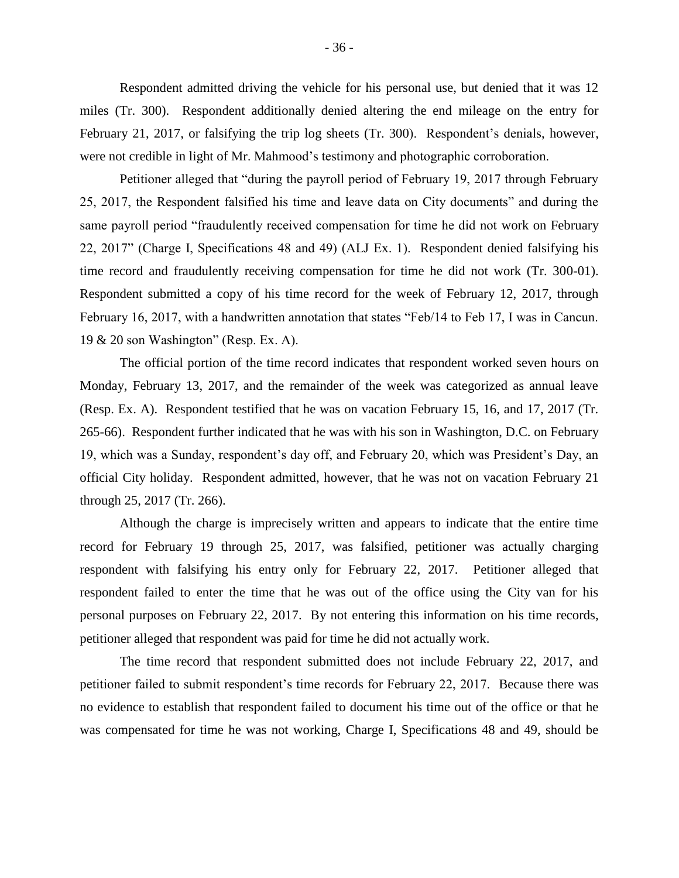Respondent admitted driving the vehicle for his personal use, but denied that it was 12 miles (Tr. 300). Respondent additionally denied altering the end mileage on the entry for February 21, 2017, or falsifying the trip log sheets (Tr. 300). Respondent's denials, however, were not credible in light of Mr. Mahmood's testimony and photographic corroboration.

Petitioner alleged that "during the payroll period of February 19, 2017 through February 25, 2017, the Respondent falsified his time and leave data on City documents" and during the same payroll period "fraudulently received compensation for time he did not work on February 22, 2017" (Charge I, Specifications 48 and 49) (ALJ Ex. 1). Respondent denied falsifying his time record and fraudulently receiving compensation for time he did not work (Tr. 300-01). Respondent submitted a copy of his time record for the week of February 12, 2017, through February 16, 2017, with a handwritten annotation that states "Feb/14 to Feb 17, I was in Cancun. 19 & 20 son Washington" (Resp. Ex. A).

The official portion of the time record indicates that respondent worked seven hours on Monday, February 13, 2017, and the remainder of the week was categorized as annual leave (Resp. Ex. A). Respondent testified that he was on vacation February 15, 16, and 17, 2017 (Tr. 265-66). Respondent further indicated that he was with his son in Washington, D.C. on February 19, which was a Sunday, respondent's day off, and February 20, which was President's Day, an official City holiday. Respondent admitted, however, that he was not on vacation February 21 through 25, 2017 (Tr. 266).

Although the charge is imprecisely written and appears to indicate that the entire time record for February 19 through 25, 2017, was falsified, petitioner was actually charging respondent with falsifying his entry only for February 22, 2017. Petitioner alleged that respondent failed to enter the time that he was out of the office using the City van for his personal purposes on February 22, 2017. By not entering this information on his time records, petitioner alleged that respondent was paid for time he did not actually work.

The time record that respondent submitted does not include February 22, 2017, and petitioner failed to submit respondent's time records for February 22, 2017. Because there was no evidence to establish that respondent failed to document his time out of the office or that he was compensated for time he was not working, Charge I, Specifications 48 and 49, should be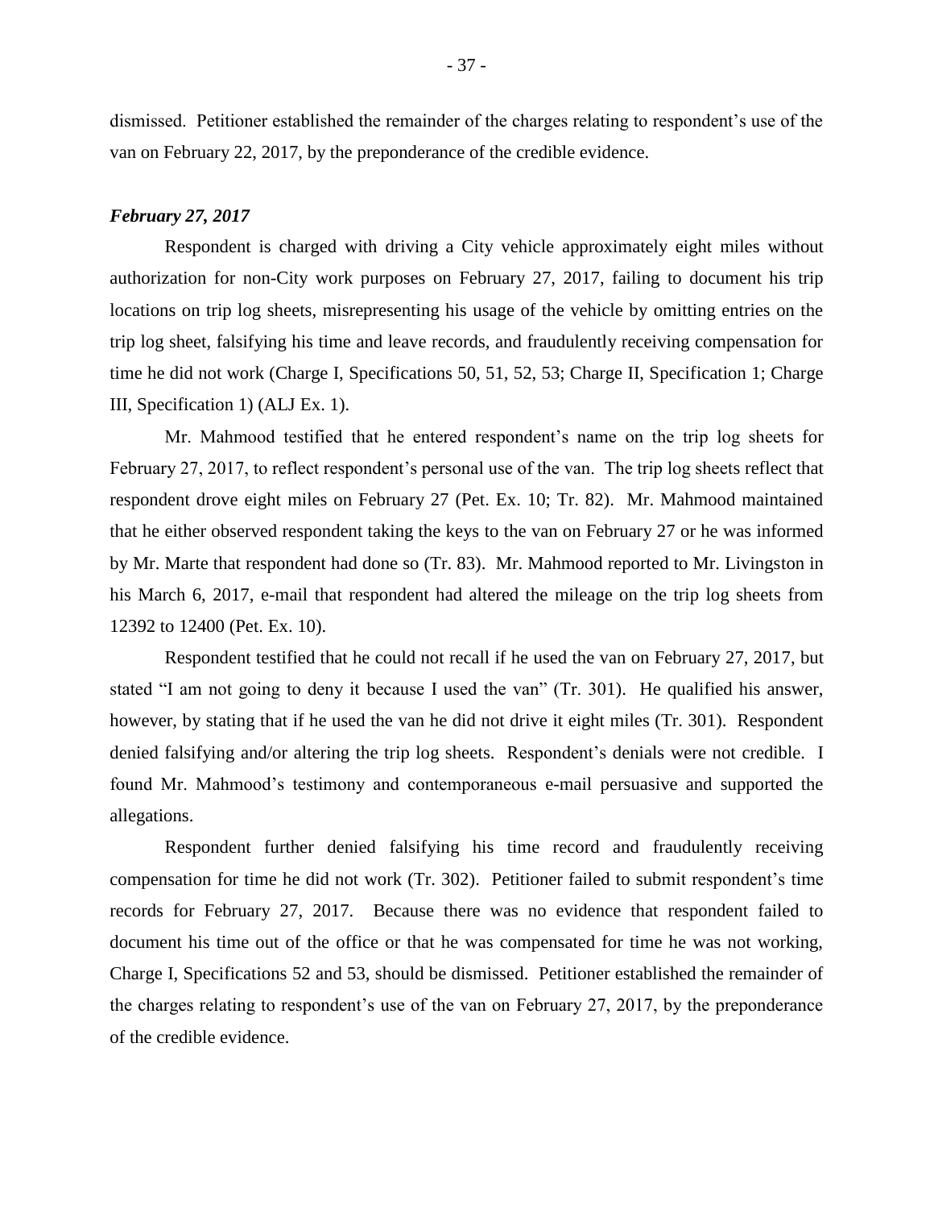dismissed. Petitioner established the remainder of the charges relating to respondent's use of the van on February 22, 2017, by the preponderance of the credible evidence.

### ***February 27, 2017***

Respondent is charged with driving a City vehicle approximately eight miles without authorization for non-City work purposes on February 27, 2017, failing to document his trip locations on trip log sheets, misrepresenting his usage of the vehicle by omitting entries on the trip log sheet, falsifying his time and leave records, and fraudulently receiving compensation for time he did not work (Charge I, Specifications 50, 51, 52, 53; Charge II, Specification 1; Charge III, Specification 1) (ALJ Ex. 1).

Mr. Mahmood testified that he entered respondent's name on the trip log sheets for February 27, 2017, to reflect respondent's personal use of the van. The trip log sheets reflect that respondent drove eight miles on February 27 (Pet. Ex. 10; Tr. 82). Mr. Mahmood maintained that he either observed respondent taking the keys to the van on February 27 or he was informed by Mr. Marte that respondent had done so (Tr. 83). Mr. Mahmood reported to Mr. Livingston in his March 6, 2017, e-mail that respondent had altered the mileage on the trip log sheets from 12392 to 12400 (Pet. Ex. 10).

Respondent testified that he could not recall if he used the van on February 27, 2017, but stated "I am not going to deny it because I used the van" (Tr. 301). He qualified his answer, however, by stating that if he used the van he did not drive it eight miles (Tr. 301). Respondent denied falsifying and/or altering the trip log sheets. Respondent's denials were not credible. I found Mr. Mahmood's testimony and contemporaneous e-mail persuasive and supported the allegations.

Respondent further denied falsifying his time record and fraudulently receiving compensation for time he did not work (Tr. 302). Petitioner failed to submit respondent's time records for February 27, 2017. Because there was no evidence that respondent failed to document his time out of the office or that he was compensated for time he was not working, Charge I, Specifications 52 and 53, should be dismissed. Petitioner established the remainder of the charges relating to respondent's use of the van on February 27, 2017, by the preponderance of the credible evidence.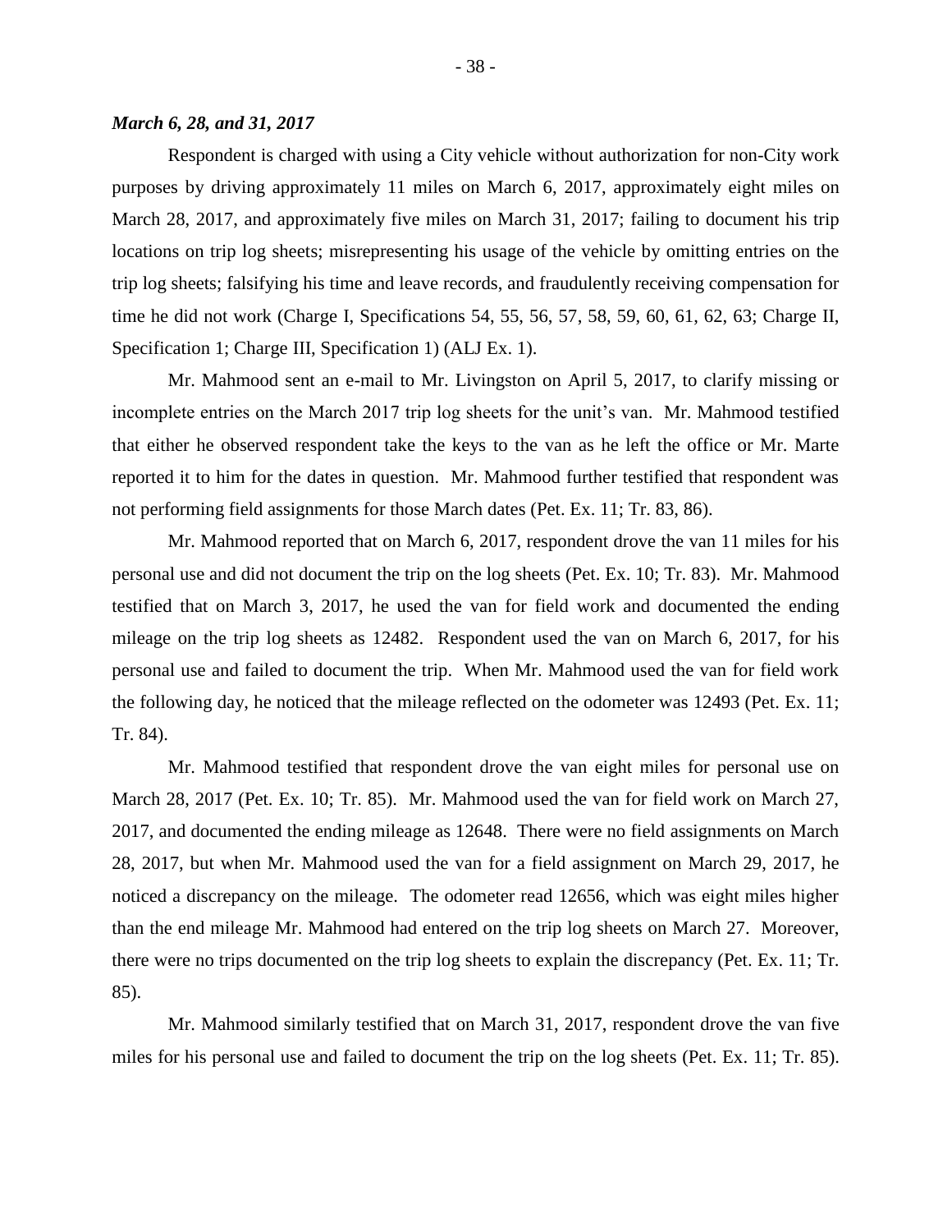***March 6, 28, and 31, 2017***

Respondent is charged with using a City vehicle without authorization for non-City work purposes by driving approximately 11 miles on March 6, 2017, approximately eight miles on March 28, 2017, and approximately five miles on March 31, 2017; failing to document his trip locations on trip log sheets; misrepresenting his usage of the vehicle by omitting entries on the trip log sheets; falsifying his time and leave records, and fraudulently receiving compensation for time he did not work (Charge I, Specifications 54, 55, 56, 57, 58, 59, 60, 61, 62, 63; Charge II, Specification 1; Charge III, Specification 1) (ALJ Ex. 1).

Mr. Mahmood sent an e-mail to Mr. Livingston on April 5, 2017, to clarify missing or incomplete entries on the March 2017 trip log sheets for the unit's van. Mr. Mahmood testified that either he observed respondent take the keys to the van as he left the office or Mr. Marte reported it to him for the dates in question. Mr. Mahmood further testified that respondent was not performing field assignments for those March dates (Pet. Ex. 11; Tr. 83, 86).

Mr. Mahmood reported that on March 6, 2017, respondent drove the van 11 miles for his personal use and did not document the trip on the log sheets (Pet. Ex. 10; Tr. 83). Mr. Mahmood testified that on March 3, 2017, he used the van for field work and documented the ending mileage on the trip log sheets as 12482. Respondent used the van on March 6, 2017, for his personal use and failed to document the trip. When Mr. Mahmood used the van for field work the following day, he noticed that the mileage reflected on the odometer was 12493 (Pet. Ex. 11; Tr. 84).

Mr. Mahmood testified that respondent drove the van eight miles for personal use on March 28, 2017 (Pet. Ex. 10; Tr. 85). Mr. Mahmood used the van for field work on March 27, 2017, and documented the ending mileage as 12648. There were no field assignments on March 28, 2017, but when Mr. Mahmood used the van for a field assignment on March 29, 2017, he noticed a discrepancy on the mileage. The odometer read 12656, which was eight miles higher than the end mileage Mr. Mahmood had entered on the trip log sheets on March 27. Moreover, there were no trips documented on the trip log sheets to explain the discrepancy (Pet. Ex. 11; Tr. 85).

Mr. Mahmood similarly testified that on March 31, 2017, respondent drove the van five miles for his personal use and failed to document the trip on the log sheets (Pet. Ex. 11; Tr. 85).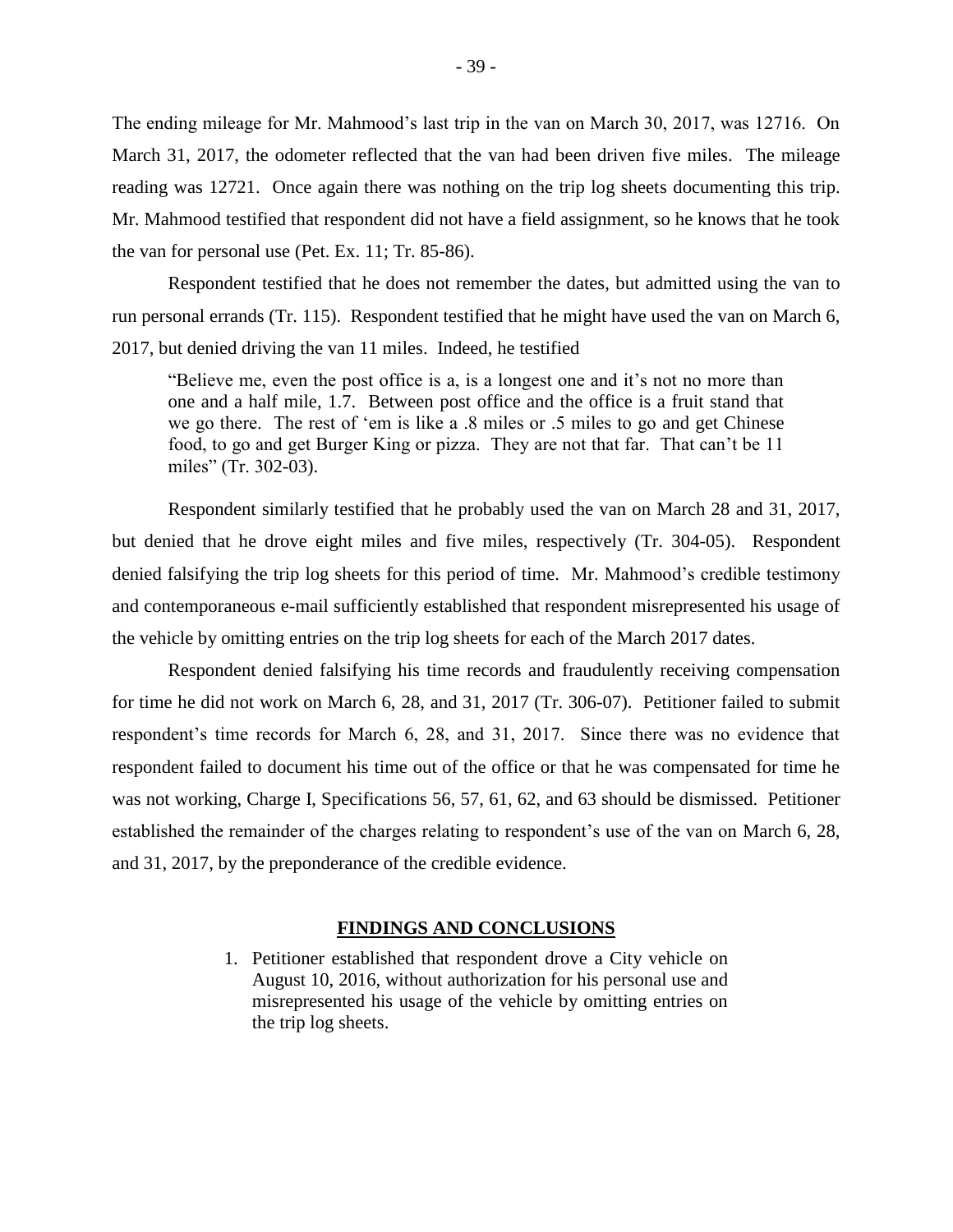The ending mileage for Mr. Mahmood's last trip in the van on March 30, 2017, was 12716. On March 31, 2017, the odometer reflected that the van had been driven five miles. The mileage reading was 12721. Once again there was nothing on the trip log sheets documenting this trip. Mr. Mahmood testified that respondent did not have a field assignment, so he knows that he took the van for personal use (Pet. Ex. 11; Tr. 85-86).

Respondent testified that he does not remember the dates, but admitted using the van to run personal errands (Tr. 115). Respondent testified that he might have used the van on March 6, 2017, but denied driving the van 11 miles. Indeed, he testified

> "Believe me, even the post office is a, is a longest one and it's not no more than one and a half mile, 1.7. Between post office and the office is a fruit stand that we go there. The rest of 'em is like a .8 miles or .5 miles to go and get Chinese food, to go and get Burger King or pizza. They are not that far. That can't be 11 miles" (Tr. 302-03).

Respondent similarly testified that he probably used the van on March 28 and 31, 2017, but denied that he drove eight miles and five miles, respectively (Tr. 304-05). Respondent denied falsifying the trip log sheets for this period of time. Mr. Mahmood's credible testimony and contemporaneous e-mail sufficiently established that respondent misrepresented his usage of the vehicle by omitting entries on the trip log sheets for each of the March 2017 dates.

Respondent denied falsifying his time records and fraudulently receiving compensation for time he did not work on March 6, 28, and 31, 2017 (Tr. 306-07). Petitioner failed to submit respondent's time records for March 6, 28, and 31, 2017. Since there was no evidence that respondent failed to document his time out of the office or that he was compensated for time he was not working, Charge I, Specifications 56, 57, 61, 62, and 63 should be dismissed. Petitioner established the remainder of the charges relating to respondent's use of the van on March 6, 28, and 31, 2017, by the preponderance of the credible evidence.

## FINDINGS AND CONCLUSIONS

1. Petitioner established that respondent drove a City vehicle on August 10, 2016, without authorization for his personal use and misrepresented his usage of the vehicle by omitting entries on the trip log sheets.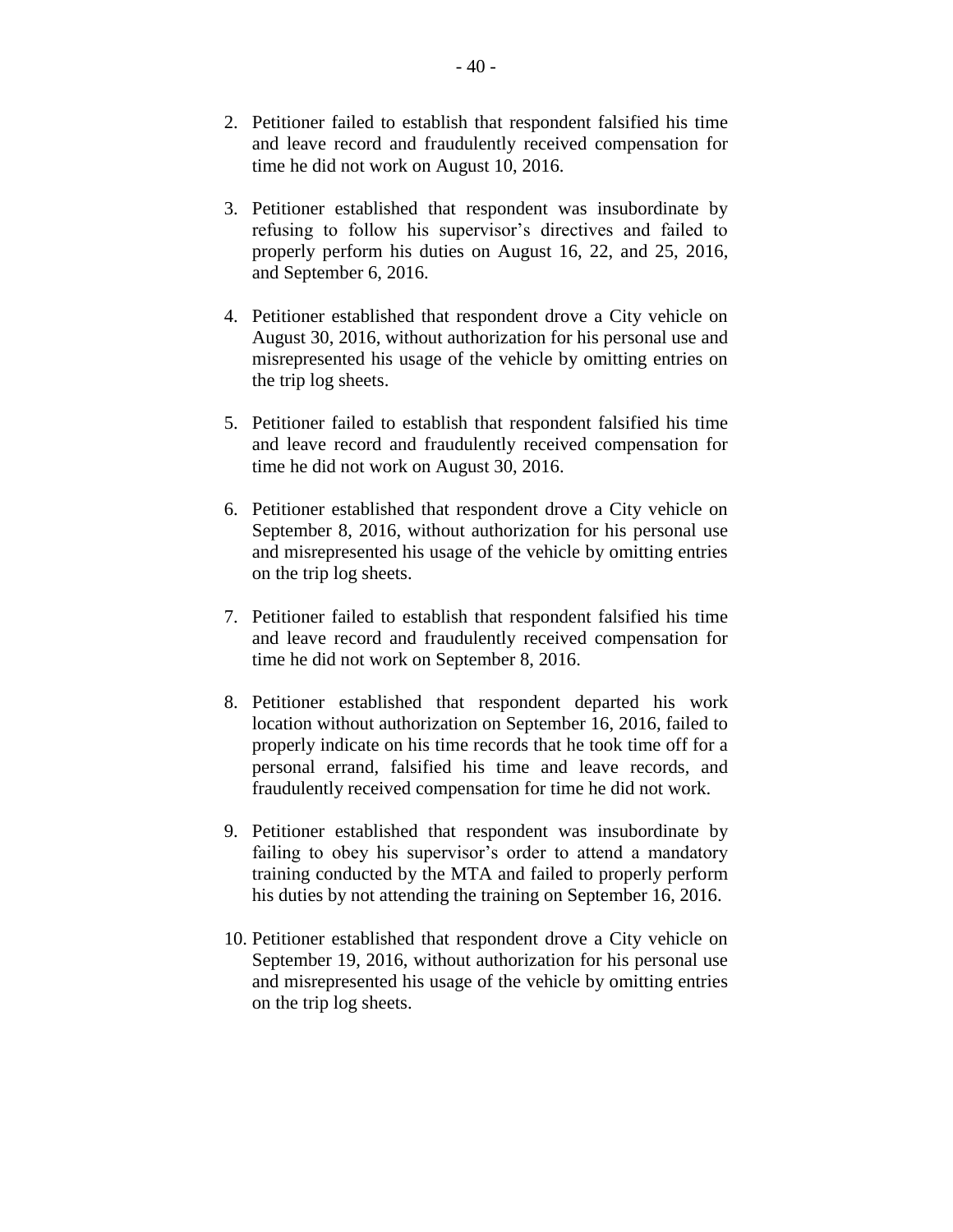2. Petitioner failed to establish that respondent falsified his time and leave record and fraudulently received compensation for time he did not work on August 10, 2016.

3. Petitioner established that respondent was insubordinate by refusing to follow his supervisor's directives and failed to properly perform his duties on August 16, 22, and 25, 2016, and September 6, 2016.

4. Petitioner established that respondent drove a City vehicle on August 30, 2016, without authorization for his personal use and misrepresented his usage of the vehicle by omitting entries on the trip log sheets.

5. Petitioner failed to establish that respondent falsified his time and leave record and fraudulently received compensation for time he did not work on August 30, 2016.

6. Petitioner established that respondent drove a City vehicle on September 8, 2016, without authorization for his personal use and misrepresented his usage of the vehicle by omitting entries on the trip log sheets.

7. Petitioner failed to establish that respondent falsified his time and leave record and fraudulently received compensation for time he did not work on September 8, 2016.

8. Petitioner established that respondent departed his work location without authorization on September 16, 2016, failed to properly indicate on his time records that he took time off for a personal errand, falsified his time and leave records, and fraudulently received compensation for time he did not work.

9. Petitioner established that respondent was insubordinate by failing to obey his supervisor's order to attend a mandatory training conducted by the MTA and failed to properly perform his duties by not attending the training on September 16, 2016.

10. Petitioner established that respondent drove a City vehicle on September 19, 2016, without authorization for his personal use and misrepresented his usage of the vehicle by omitting entries on the trip log sheets.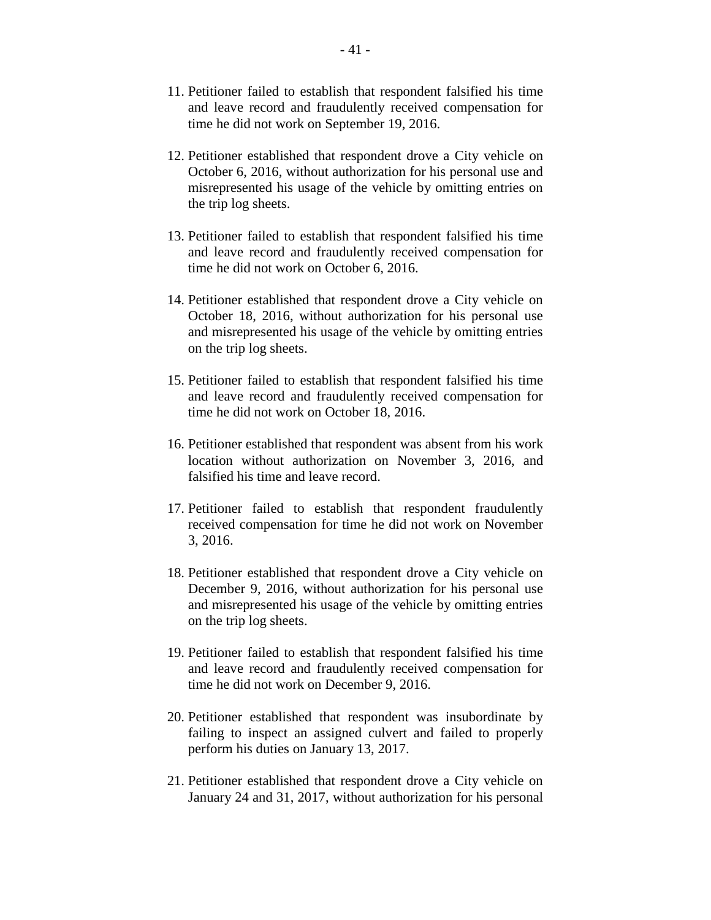11. Petitioner failed to establish that respondent falsified his time and leave record and fraudulently received compensation for time he did not work on September 19, 2016.

12. Petitioner established that respondent drove a City vehicle on October 6, 2016, without authorization for his personal use and misrepresented his usage of the vehicle by omitting entries on the trip log sheets.

13. Petitioner failed to establish that respondent falsified his time and leave record and fraudulently received compensation for time he did not work on October 6, 2016.

14. Petitioner established that respondent drove a City vehicle on October 18, 2016, without authorization for his personal use and misrepresented his usage of the vehicle by omitting entries on the trip log sheets.

15. Petitioner failed to establish that respondent falsified his time and leave record and fraudulently received compensation for time he did not work on October 18, 2016.

16. Petitioner established that respondent was absent from his work location without authorization on November 3, 2016, and falsified his time and leave record.

17. Petitioner failed to establish that respondent fraudulently received compensation for time he did not work on November 3, 2016.

18. Petitioner established that respondent drove a City vehicle on December 9, 2016, without authorization for his personal use and misrepresented his usage of the vehicle by omitting entries on the trip log sheets.

19. Petitioner failed to establish that respondent falsified his time and leave record and fraudulently received compensation for time he did not work on December 9, 2016.

20. Petitioner established that respondent was insubordinate by failing to inspect an assigned culvert and failed to properly perform his duties on January 13, 2017.

21. Petitioner established that respondent drove a City vehicle on January 24 and 31, 2017, without authorization for his personal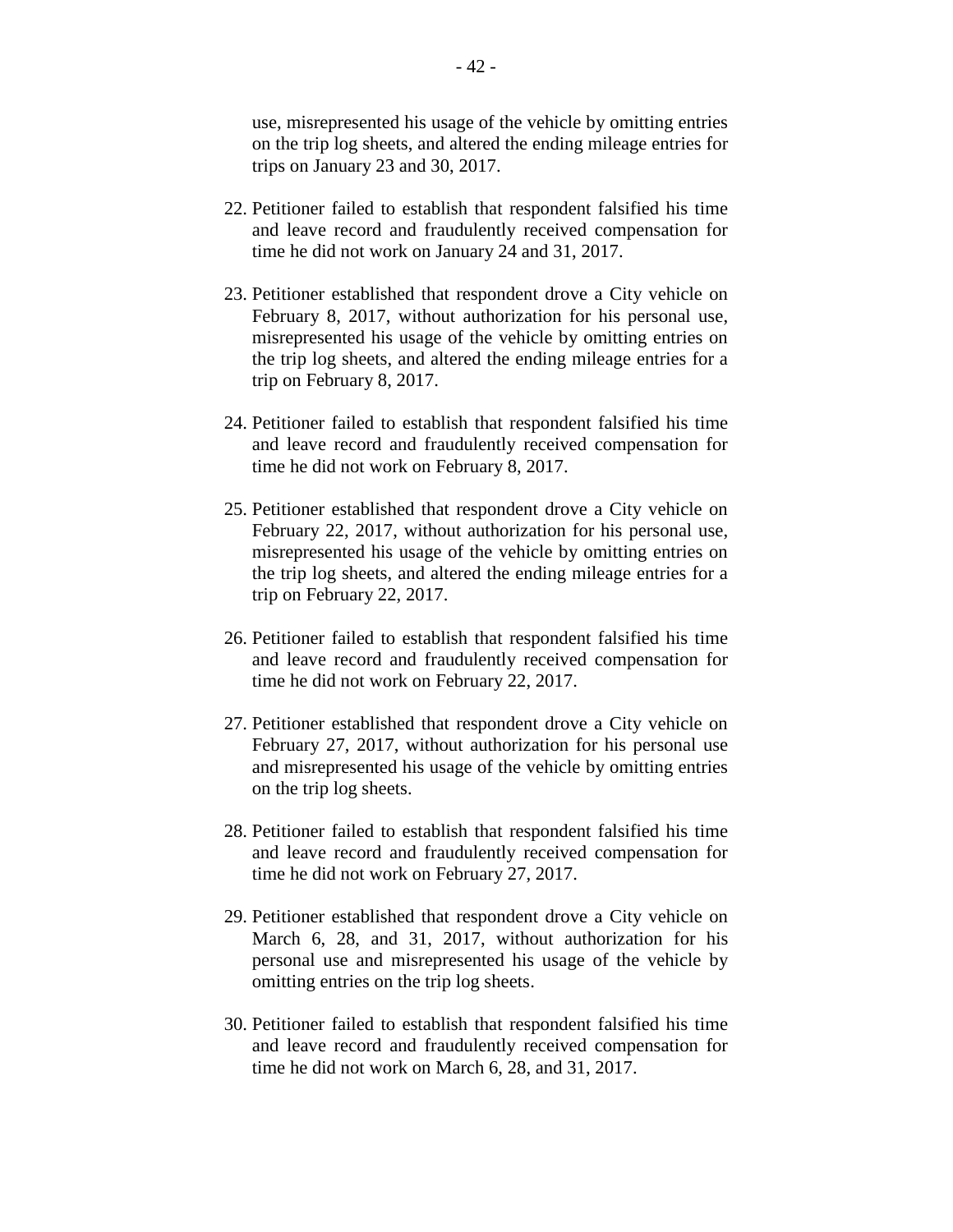use, misrepresented his usage of the vehicle by omitting entries on the trip log sheets, and altered the ending mileage entries for trips on January 23 and 30, 2017.

22. Petitioner failed to establish that respondent falsified his time and leave record and fraudulently received compensation for time he did not work on January 24 and 31, 2017.

23. Petitioner established that respondent drove a City vehicle on February 8, 2017, without authorization for his personal use, misrepresented his usage of the vehicle by omitting entries on the trip log sheets, and altered the ending mileage entries for a trip on February 8, 2017.

24. Petitioner failed to establish that respondent falsified his time and leave record and fraudulently received compensation for time he did not work on February 8, 2017.

25. Petitioner established that respondent drove a City vehicle on February 22, 2017, without authorization for his personal use, misrepresented his usage of the vehicle by omitting entries on the trip log sheets, and altered the ending mileage entries for a trip on February 22, 2017.

26. Petitioner failed to establish that respondent falsified his time and leave record and fraudulently received compensation for time he did not work on February 22, 2017.

27. Petitioner established that respondent drove a City vehicle on February 27, 2017, without authorization for his personal use and misrepresented his usage of the vehicle by omitting entries on the trip log sheets.

28. Petitioner failed to establish that respondent falsified his time and leave record and fraudulently received compensation for time he did not work on February 27, 2017.

29. Petitioner established that respondent drove a City vehicle on March 6, 28, and 31, 2017, without authorization for his personal use and misrepresented his usage of the vehicle by omitting entries on the trip log sheets.

30. Petitioner failed to establish that respondent falsified his time and leave record and fraudulently received compensation for time he did not work on March 6, 28, and 31, 2017.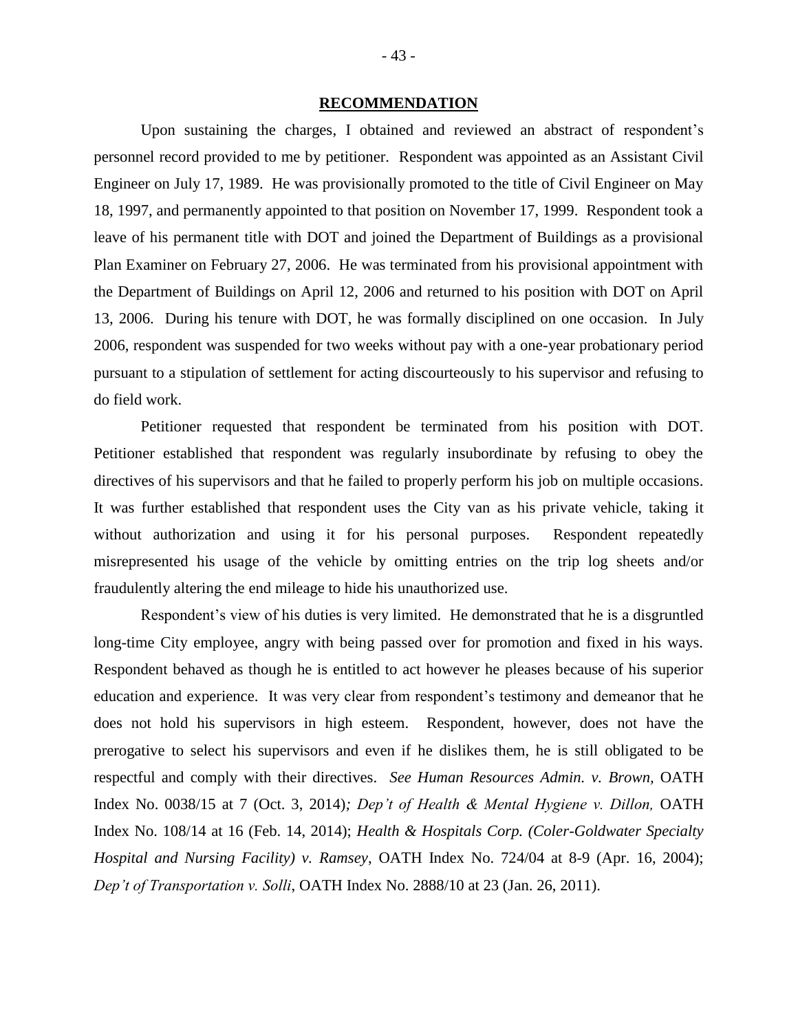## RECOMMENDATION

Upon sustaining the charges, I obtained and reviewed an abstract of respondent's personnel record provided to me by petitioner. Respondent was appointed as an Assistant Civil Engineer on July 17, 1989. He was provisionally promoted to the title of Civil Engineer on May 18, 1997, and permanently appointed to that position on November 17, 1999. Respondent took a leave of his permanent title with DOT and joined the Department of Buildings as a provisional Plan Examiner on February 27, 2006. He was terminated from his provisional appointment with the Department of Buildings on April 12, 2006 and returned to his position with DOT on April 13, 2006. During his tenure with DOT, he was formally disciplined on one occasion. In July 2006, respondent was suspended for two weeks without pay with a one-year probationary period pursuant to a stipulation of settlement for acting discourteously to his supervisor and refusing to do field work.

Petitioner requested that respondent be terminated from his position with DOT. Petitioner established that respondent was regularly insubordinate by refusing to obey the directives of his supervisors and that he failed to properly perform his job on multiple occasions. It was further established that respondent uses the City van as his private vehicle, taking it without authorization and using it for his personal purposes. Respondent repeatedly misrepresented his usage of the vehicle by omitting entries on the trip log sheets and/or fraudulently altering the end mileage to hide his unauthorized use.

Respondent's view of his duties is very limited. He demonstrated that he is a disgruntled long-time City employee, angry with being passed over for promotion and fixed in his ways. Respondent behaved as though he is entitled to act however he pleases because of his superior education and experience. It was very clear from respondent's testimony and demeanor that he does not hold his supervisors in high esteem. Respondent, however, does not have the prerogative to select his supervisors and even if he dislikes them, he is still obligated to be respectful and comply with their directives. *See Human Resources Admin. v. Brown,* OATH Index No. 0038/15 at 7 (Oct. 3, 2014)*; Dep't of Health & Mental Hygiene v. Dillon,* OATH Index No. 108/14 at 16 (Feb. 14, 2014); *Health & Hospitals Corp. (Coler-Goldwater Specialty Hospital and Nursing Facility) v. Ramsey*, OATH Index No. 724/04 at 8-9 (Apr. 16, 2004); *Dep't of Transportation v. Solli*, OATH Index No. 2888/10 at 23 (Jan. 26, 2011).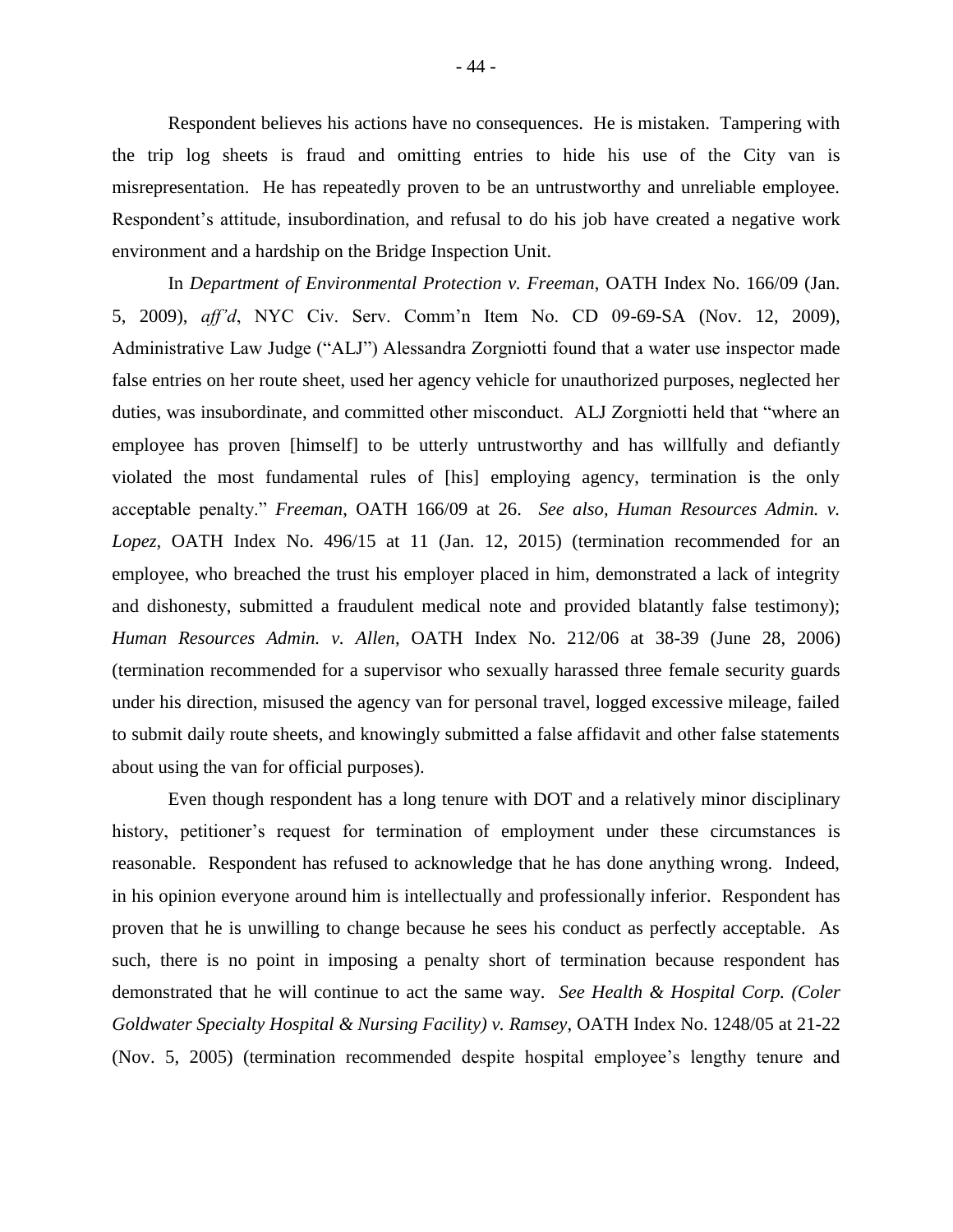Respondent believes his actions have no consequences. He is mistaken. Tampering with the trip log sheets is fraud and omitting entries to hide his use of the City van is misrepresentation. He has repeatedly proven to be an untrustworthy and unreliable employee. Respondent's attitude, insubordination, and refusal to do his job have created a negative work environment and a hardship on the Bridge Inspection Unit.

In *Department of Environmental Protection v. Freeman*, OATH Index No. 166/09 (Jan. 5, 2009), *aff'd*, NYC Civ. Serv. Comm'n Item No. CD 09-69-SA (Nov. 12, 2009), Administrative Law Judge ("ALJ") Alessandra Zorgniotti found that a water use inspector made false entries on her route sheet, used her agency vehicle for unauthorized purposes, neglected her duties, was insubordinate, and committed other misconduct. ALJ Zorgniotti held that "where an employee has proven [himself] to be utterly untrustworthy and has willfully and defiantly violated the most fundamental rules of [his] employing agency, termination is the only acceptable penalty." *Freeman*, OATH 166/09 at 26. *See also, Human Resources Admin. v. Lopez*, OATH Index No. 496/15 at 11 (Jan. 12, 2015) (termination recommended for an employee, who breached the trust his employer placed in him, demonstrated a lack of integrity and dishonesty, submitted a fraudulent medical note and provided blatantly false testimony); *Human Resources Admin. v. Allen*, OATH Index No. 212/06 at 38-39 (June 28, 2006) (termination recommended for a supervisor who sexually harassed three female security guards under his direction, misused the agency van for personal travel, logged excessive mileage, failed to submit daily route sheets, and knowingly submitted a false affidavit and other false statements about using the van for official purposes).

Even though respondent has a long tenure with DOT and a relatively minor disciplinary history, petitioner's request for termination of employment under these circumstances is reasonable. Respondent has refused to acknowledge that he has done anything wrong. Indeed, in his opinion everyone around him is intellectually and professionally inferior. Respondent has proven that he is unwilling to change because he sees his conduct as perfectly acceptable. As such, there is no point in imposing a penalty short of termination because respondent has demonstrated that he will continue to act the same way. *See Health & Hospital Corp. (Coler Goldwater Specialty Hospital & Nursing Facility) v. Ramsey*, OATH Index No. 1248/05 at 21-22 (Nov. 5, 2005) (termination recommended despite hospital employee's lengthy tenure and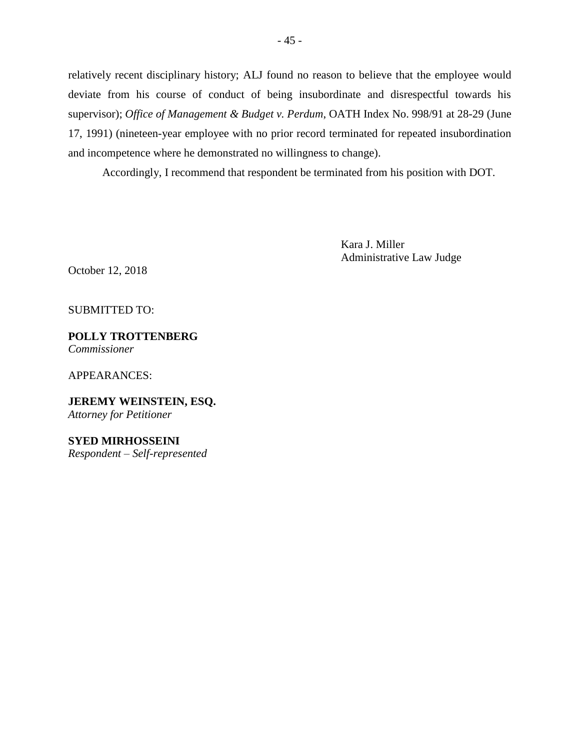relatively recent disciplinary history; ALJ found no reason to believe that the employee would deviate from his course of conduct of being insubordinate and disrespectful towards his supervisor); *Office of Management & Budget v. Perdum*, OATH Index No. 998/91 at 28-29 (June 17, 1991) (nineteen-year employee with no prior record terminated for repeated insubordination and incompetence where he demonstrated no willingness to change).

Accordingly, I recommend that respondent be terminated from his position with DOT.

Kara J. Miller
Administrative Law Judge

October 12, 2018

SUBMITTED TO:

**POLLY TROTTENBERG**
*Commissioner*

APPEARANCES:

**JEREMY WEINSTEIN, ESQ.**
*Attorney for Petitioner*

**SYED MIRHOSSEINI**
*Respondent – Self-represented*